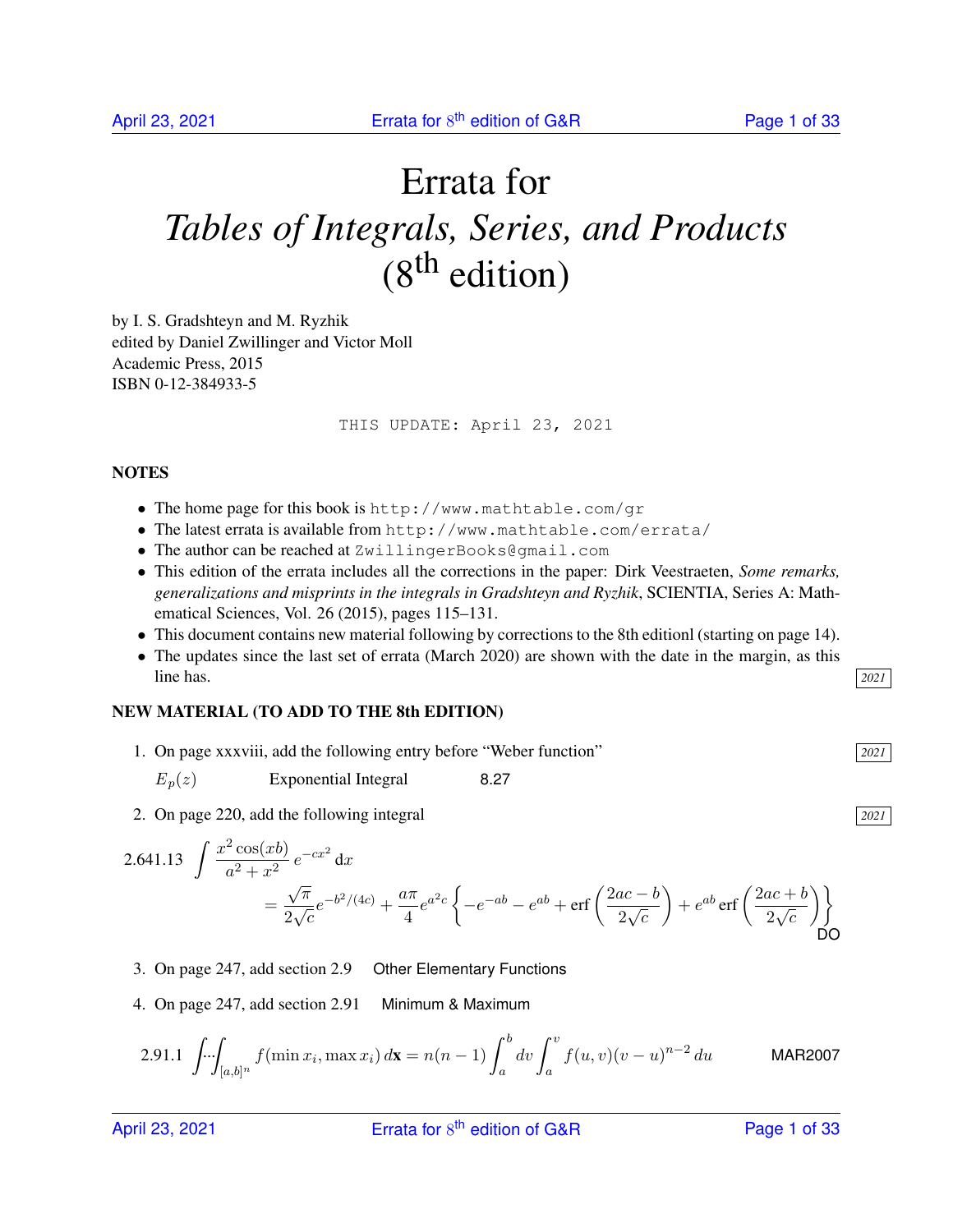# Errata for *Tables of Integrals, Series, and Products* (8th edition)

by I. S. Gradshteyn and M. Ryzhik
edited by Daniel Zwillinger and Victor Moll
Academic Press, 2015
ISBN 0-12-384933-5

```
THIS UPDATE: April 23, 2021
```

**NOTES**

- The home page for this book is `http://www.mathtable.com/gr`
- The latest errata is available from `http://www.mathtable.com/errata/`
- The author can be reached at `ZwillingerBooks@gmail.com`
- This edition of the errata includes all the corrections in the paper: Dirk Veestraeten, *Some remarks, generalizations and misprints in the integrals in Gradshteyn and Ryzhik*, SCIENTIA, Series A: Mathematical Sciences, Vol. 26 (2015), pages 115–131.
- This document contains new material following by corrections to the 8th editionl (starting on page 14).
- The updates since the last set of errata (March 2020) are shown with the date in the margin, as this line has. *2021*

**NEW MATERIAL (TO ADD TO THE 8th EDITION)**

1. On page xxxviii, add the following entry before "Weber function" *2021*

   $E_p(z)$ Exponential Integral 8.27

2. On page 220, add the following integral *2021*

2.641.13
$$\int \frac{x^2 \cos(xb)}{a^2+x^2}\, e^{-cx^2}\, \mathrm{d}x = \frac{\sqrt{\pi}}{2\sqrt{c}} e^{-b^2/(4c)} + \frac{a\pi}{4} e^{a^2 c} \left\{ -e^{-ab} - e^{ab} + \operatorname{erf}\left(\frac{2ac-b}{2\sqrt{c}}\right) + e^{ab} \operatorname{erf}\left(\frac{2ac+b}{2\sqrt{c}}\right) \right\}$$
DO

3. On page 247, add section 2.9 Other Elementary Functions

4. On page 247, add section 2.91 Minimum & Maximum

2.91.1
$$\int \!\!\cdots\!\! \int_{[a,b]^n} f(\min x_i, \max x_i)\, d\mathbf{x} = n(n-1) \int_a^b dv \int_a^v f(u,v)(v-u)^{n-2}\, du$$
MAR2007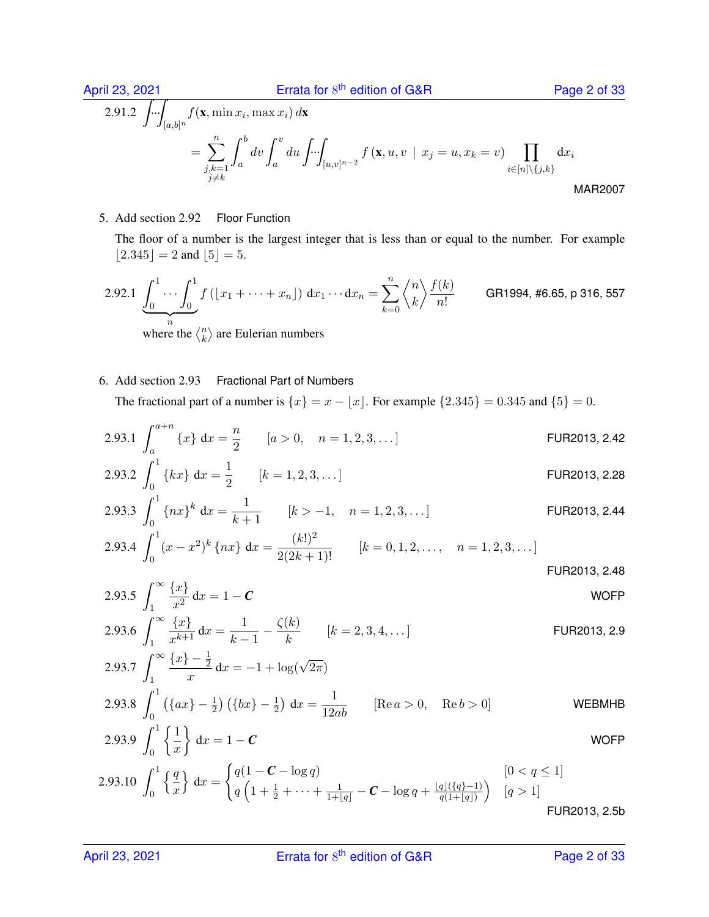2.91.2 $\displaystyle\int\!\!\cdots\!\!\int_{[a,b]^n} f(\mathbf{x}, \min x_i, \max x_i)\, d\mathbf{x}$

$$= \sum_{\substack{j,k=1 \\ j \neq k}}^{n} \int_a^b dv \int_a^v du \int\!\!\cdots\!\!\int_{[u,v]^{n-2}} f\left(\mathbf{x}, u, v \mid x_j = u, x_k = v\right) \prod_{i \in [n] \setminus \{j,k\}} \mathrm{d}x_i$$

MAR2007

5. Add section 2.92 Floor Function

The floor of a number is the largest integer that is less than or equal to the number. For example $\lfloor 2.345 \rfloor = 2$ and $\lfloor 5 \rfloor = 5$.

2.92.1 $$\underbrace{\int_0^1 \cdots \int_0^1}_{n} f\left(\lfloor x_1 + \cdots + x_n \rfloor\right)\, \mathrm{d}x_1 \cdots \mathrm{d}x_n = \sum_{k=0}^{n} \left\langle {n \atop k} \right\rangle \frac{f(k)}{n!}$$ GR1994, #6.65, p 316, 557

where the $\left\langle {n \atop k} \right\rangle$ are Eulerian numbers

6. Add section 2.93 Fractional Part of Numbers

The fractional part of a number is $\{x\} = x - \lfloor x \rfloor$. For example $\{2.345\} = 0.345$ and $\{5\} = 0$.

2.93.1 $$\int_a^{a+n} \{x\}\, \mathrm{d}x = \frac{n}{2} \qquad [a > 0, \quad n = 1, 2, 3, \dots]$$ FUR2013, 2.42

2.93.2 $$\int_0^1 \{kx\}\, \mathrm{d}x = \frac{1}{2} \qquad [k = 1, 2, 3, \dots]$$ FUR2013, 2.28

2.93.3 $$\int_0^1 \{nx\}^k\, \mathrm{d}x = \frac{1}{k+1} \qquad [k > -1, \quad n = 1, 2, 3, \dots]$$ FUR2013, 2.44

2.93.4 $$\int_0^1 (x - x^2)^k \{nx\}\, \mathrm{d}x = \frac{(k!)^2}{2(2k+1)!} \qquad [k = 0, 1, 2, \dots, \quad n = 1, 2, 3, \dots]$$ FUR2013, 2.48

2.93.5 $$\int_1^\infty \frac{\{x\}}{x^2}\, \mathrm{d}x = 1 - \boldsymbol{C}$$ WOFP

2.93.6 $$\int_1^\infty \frac{\{x\}}{x^{k+1}}\, \mathrm{d}x = \frac{1}{k-1} - \frac{\zeta(k)}{k} \qquad [k = 2, 3, 4, \dots]$$ FUR2013, 2.9

2.93.7 $$\int_1^\infty \frac{\{x\} - \frac{1}{2}}{x}\, \mathrm{d}x = -1 + \log(\sqrt{2\pi})$$

2.93.8 $$\int_0^1 \left(\{ax\} - \tfrac{1}{2}\right)\left(\{bx\} - \tfrac{1}{2}\right)\, \mathrm{d}x = \frac{1}{12ab} \qquad [\operatorname{Re} a > 0, \quad \operatorname{Re} b > 0]$$ WEBMHB

2.93.9 $$\int_0^1 \left\{\frac{1}{x}\right\}\, \mathrm{d}x = 1 - \boldsymbol{C}$$ WOFP

2.93.10 $$\int_0^1 \left\{\frac{q}{x}\right\}\, \mathrm{d}x = \begin{cases} q(1 - \boldsymbol{C} - \log q) & [0 < q \leq 1] \\ q\left(1 + \frac{1}{2} + \cdots + \frac{1}{1 + \lfloor q \rfloor} - \boldsymbol{C} - \log q + \frac{\lfloor q \rfloor (\{q\} - 1)}{q(1 + \lfloor q \rfloor)}\right) & [q > 1] \end{cases}$$ FUR2013, 2.5b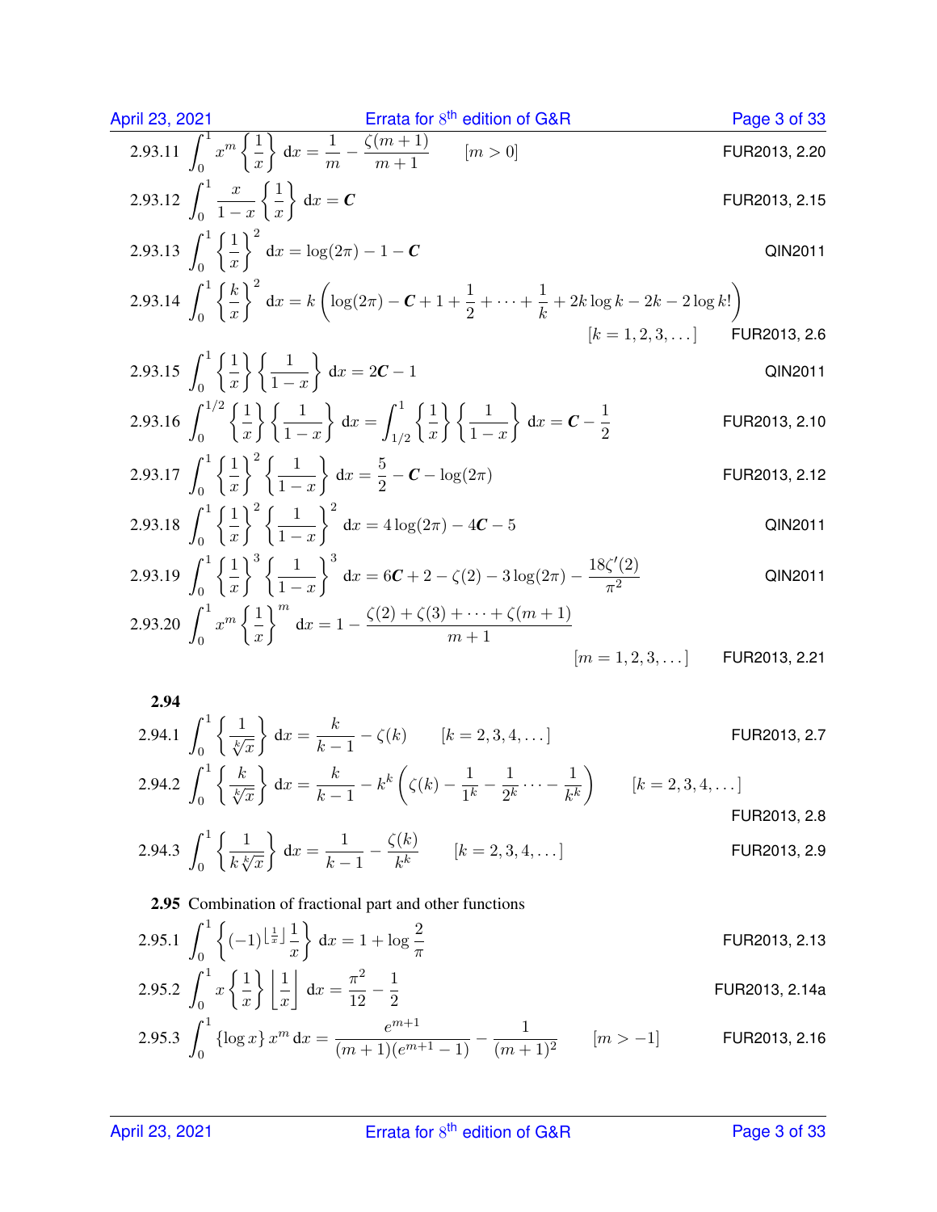2.93.11 $\displaystyle\int_0^1 x^m \left\{\frac{1}{x}\right\} \mathrm{d}x = \frac{1}{m} - \frac{\zeta(m+1)}{m+1} \qquad [m > 0]$ FUR2013, 2.20

2.93.12 $\displaystyle\int_0^1 \frac{x}{1-x} \left\{\frac{1}{x}\right\} \mathrm{d}x = \boldsymbol{C}$ FUR2013, 2.15

2.93.13 $\displaystyle\int_0^1 \left\{\frac{1}{x}\right\}^2 \mathrm{d}x = \log(2\pi) - 1 - \boldsymbol{C}$ QIN2011

2.93.14 $\displaystyle\int_0^1 \left\{\frac{k}{x}\right\}^2 \mathrm{d}x = k\left(\log(2\pi) - \boldsymbol{C} + 1 + \frac{1}{2} + \cdots + \frac{1}{k} + 2k\log k - 2k - 2\log k!\right)$

$[k = 1, 2, 3, \dots]$ FUR2013, 2.6

2.93.15 $\displaystyle\int_0^1 \left\{\frac{1}{x}\right\}\left\{\frac{1}{1-x}\right\} \mathrm{d}x = 2\boldsymbol{C} - 1$ QIN2011

2.93.16 $\displaystyle\int_0^{1/2} \left\{\frac{1}{x}\right\}\left\{\frac{1}{1-x}\right\} \mathrm{d}x = \int_{1/2}^1 \left\{\frac{1}{x}\right\}\left\{\frac{1}{1-x}\right\} \mathrm{d}x = \boldsymbol{C} - \frac{1}{2}$ FUR2013, 2.10

2.93.17 $\displaystyle\int_0^1 \left\{\frac{1}{x}\right\}^2\left\{\frac{1}{1-x}\right\} \mathrm{d}x = \frac{5}{2} - \boldsymbol{C} - \log(2\pi)$ FUR2013, 2.12

2.93.18 $\displaystyle\int_0^1 \left\{\frac{1}{x}\right\}^2\left\{\frac{1}{1-x}\right\}^2 \mathrm{d}x = 4\log(2\pi) - 4\boldsymbol{C} - 5$ QIN2011

2.93.19 $\displaystyle\int_0^1 \left\{\frac{1}{x}\right\}^3\left\{\frac{1}{1-x}\right\}^3 \mathrm{d}x = 6\boldsymbol{C} + 2 - \zeta(2) - 3\log(2\pi) - \frac{18\zeta'(2)}{\pi^2}$ QIN2011

2.93.20 $\displaystyle\int_0^1 x^m \left\{\frac{1}{x}\right\}^m \mathrm{d}x = 1 - \frac{\zeta(2) + \zeta(3) + \cdots + \zeta(m+1)}{m+1}$

$[m = 1, 2, 3, \dots]$ FUR2013, 2.21

**2.94**

2.94.1 $\displaystyle\int_0^1 \left\{\frac{1}{\sqrt[k]{x}}\right\} \mathrm{d}x = \frac{k}{k-1} - \zeta(k) \qquad [k = 2, 3, 4, \dots]$ FUR2013, 2.7

2.94.2 $\displaystyle\int_0^1 \left\{\frac{k}{\sqrt[k]{x}}\right\} \mathrm{d}x = \frac{k}{k-1} - k^k\left(\zeta(k) - \frac{1}{1^k} - \frac{1}{2^k} \cdots - \frac{1}{k^k}\right) \qquad [k = 2, 3, 4, \dots]$

FUR2013, 2.8

2.94.3 $\displaystyle\int_0^1 \left\{\frac{1}{k\sqrt[k]{x}}\right\} \mathrm{d}x = \frac{1}{k-1} - \frac{\zeta(k)}{k^k} \qquad [k = 2, 3, 4, \dots]$ FUR2013, 2.9

**2.95** Combination of fractional part and other functions

2.95.1 $\displaystyle\int_0^1 \left\{(-1)^{\lfloor \frac{1}{x} \rfloor}\frac{1}{x}\right\} \mathrm{d}x = 1 + \log\frac{2}{\pi}$ FUR2013, 2.13

2.95.2 $\displaystyle\int_0^1 x\left\{\frac{1}{x}\right\}\left\lfloor\frac{1}{x}\right\rfloor \mathrm{d}x = \frac{\pi^2}{12} - \frac{1}{2}$ FUR2013, 2.14a

2.95.3 $\displaystyle\int_0^1 \{\log x\}\, x^m \,\mathrm{d}x = \frac{e^{m+1}}{(m+1)(e^{m+1}-1)} - \frac{1}{(m+1)^2} \qquad [m > -1]$ FUR2013, 2.16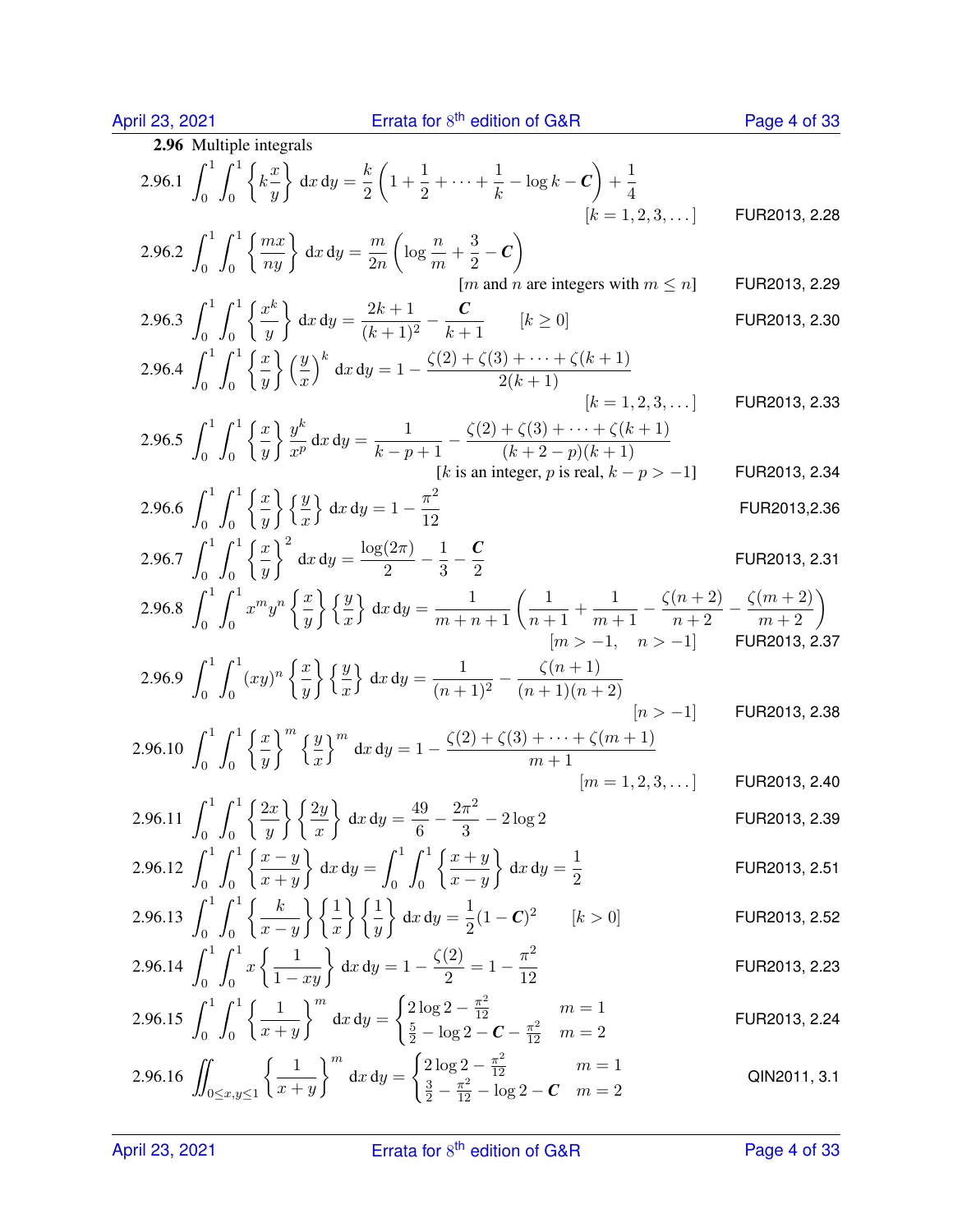**2.96** Multiple integrals

2.96.1 $$\int_0^1 \int_0^1 \left\{ k\frac{x}{y} \right\} \mathrm{d}x \, \mathrm{d}y = \frac{k}{2}\left(1 + \frac{1}{2} + \cdots + \frac{1}{k} - \log k - \boldsymbol{C}\right) + \frac{1}{4}$$
$[k = 1, 2, 3, \dots]$ FUR2013, 2.28

2.96.2 $$\int_0^1 \int_0^1 \left\{ \frac{mx}{ny} \right\} \mathrm{d}x \, \mathrm{d}y = \frac{m}{2n}\left(\log \frac{n}{m} + \frac{3}{2} - \boldsymbol{C}\right)$$
[$m$ and $n$ are integers with $m \leq n$] FUR2013, 2.29

2.96.3 $$\int_0^1 \int_0^1 \left\{ \frac{x^k}{y} \right\} \mathrm{d}x \, \mathrm{d}y = \frac{2k+1}{(k+1)^2} - \frac{\boldsymbol{C}}{k+1} \qquad [k \geq 0]$$
FUR2013, 2.30

2.96.4 $$\int_0^1 \int_0^1 \left\{ \frac{x}{y} \right\} \left(\frac{y}{x}\right)^k \mathrm{d}x \, \mathrm{d}y = 1 - \frac{\zeta(2) + \zeta(3) + \cdots + \zeta(k+1)}{2(k+1)}$$
$[k = 1, 2, 3, \dots]$ FUR2013, 2.33

2.96.5 $$\int_0^1 \int_0^1 \left\{ \frac{x}{y} \right\} \frac{y^k}{x^p} \mathrm{d}x \, \mathrm{d}y = \frac{1}{k-p+1} - \frac{\zeta(2) + \zeta(3) + \cdots + \zeta(k+1)}{(k+2-p)(k+1)}$$
[$k$ is an integer, $p$ is real, $k - p > -1$] FUR2013, 2.34

2.96.6 $$\int_0^1 \int_0^1 \left\{ \frac{x}{y} \right\} \left\{ \frac{y}{x} \right\} \mathrm{d}x \, \mathrm{d}y = 1 - \frac{\pi^2}{12}$$
FUR2013,2.36

2.96.7 $$\int_0^1 \int_0^1 \left\{ \frac{x}{y} \right\}^2 \mathrm{d}x \, \mathrm{d}y = \frac{\log(2\pi)}{2} - \frac{1}{3} - \frac{\boldsymbol{C}}{2}$$
FUR2013, 2.31

2.96.8 $$\int_0^1 \int_0^1 x^m y^n \left\{ \frac{x}{y} \right\} \left\{ \frac{y}{x} \right\} \mathrm{d}x \, \mathrm{d}y = \frac{1}{m+n+1}\left(\frac{1}{n+1} + \frac{1}{m+1} - \frac{\zeta(n+2)}{n+2} - \frac{\zeta(m+2)}{m+2}\right)$$
$[m > -1, \quad n > -1]$ FUR2013, 2.37

2.96.9 $$\int_0^1 \int_0^1 (xy)^n \left\{ \frac{x}{y} \right\} \left\{ \frac{y}{x} \right\} \mathrm{d}x \, \mathrm{d}y = \frac{1}{(n+1)^2} - \frac{\zeta(n+1)}{(n+1)(n+2)}$$
$[n > -1]$ FUR2013, 2.38

2.96.10 $$\int_0^1 \int_0^1 \left\{ \frac{x}{y} \right\}^m \left\{ \frac{y}{x} \right\}^m \mathrm{d}x \, \mathrm{d}y = 1 - \frac{\zeta(2) + \zeta(3) + \cdots + \zeta(m+1)}{m+1}$$
$[m = 1, 2, 3, \dots]$ FUR2013, 2.40

2.96.11 $$\int_0^1 \int_0^1 \left\{ \frac{2x}{y} \right\} \left\{ \frac{2y}{x} \right\} \mathrm{d}x \, \mathrm{d}y = \frac{49}{6} - \frac{2\pi^2}{3} - 2\log 2$$
FUR2013, 2.39

2.96.12 $$\int_0^1 \int_0^1 \left\{ \frac{x-y}{x+y} \right\} \mathrm{d}x \, \mathrm{d}y = \int_0^1 \int_0^1 \left\{ \frac{x+y}{x-y} \right\} \mathrm{d}x \, \mathrm{d}y = \frac{1}{2}$$
FUR2013, 2.51

2.96.13 $$\int_0^1 \int_0^1 \left\{ \frac{k}{x-y} \right\} \left\{ \frac{1}{x} \right\} \left\{ \frac{1}{y} \right\} \mathrm{d}x \, \mathrm{d}y = \frac{1}{2}(1 - \boldsymbol{C})^2 \qquad [k > 0]$$
FUR2013, 2.52

2.96.14 $$\int_0^1 \int_0^1 x \left\{ \frac{1}{1-xy} \right\} \mathrm{d}x \, \mathrm{d}y = 1 - \frac{\zeta(2)}{2} = 1 - \frac{\pi^2}{12}$$
FUR2013, 2.23

2.96.15 $$\int_0^1 \int_0^1 \left\{ \frac{1}{x+y} \right\}^m \mathrm{d}x \, \mathrm{d}y = \begin{cases} 2\log 2 - \frac{\pi^2}{12} & m = 1 \\ \frac{5}{2} - \log 2 - \boldsymbol{C} - \frac{\pi^2}{12} & m = 2 \end{cases}$$
FUR2013, 2.24

2.96.16 $$\iint_{0 \leq x, y \leq 1} \left\{ \frac{1}{x+y} \right\}^m \mathrm{d}x \, \mathrm{d}y = \begin{cases} 2\log 2 - \frac{\pi^2}{12} & m = 1 \\ \frac{3}{2} - \frac{\pi^2}{12} - \log 2 - \boldsymbol{C} & m = 2 \end{cases}$$
QIN2011, 3.1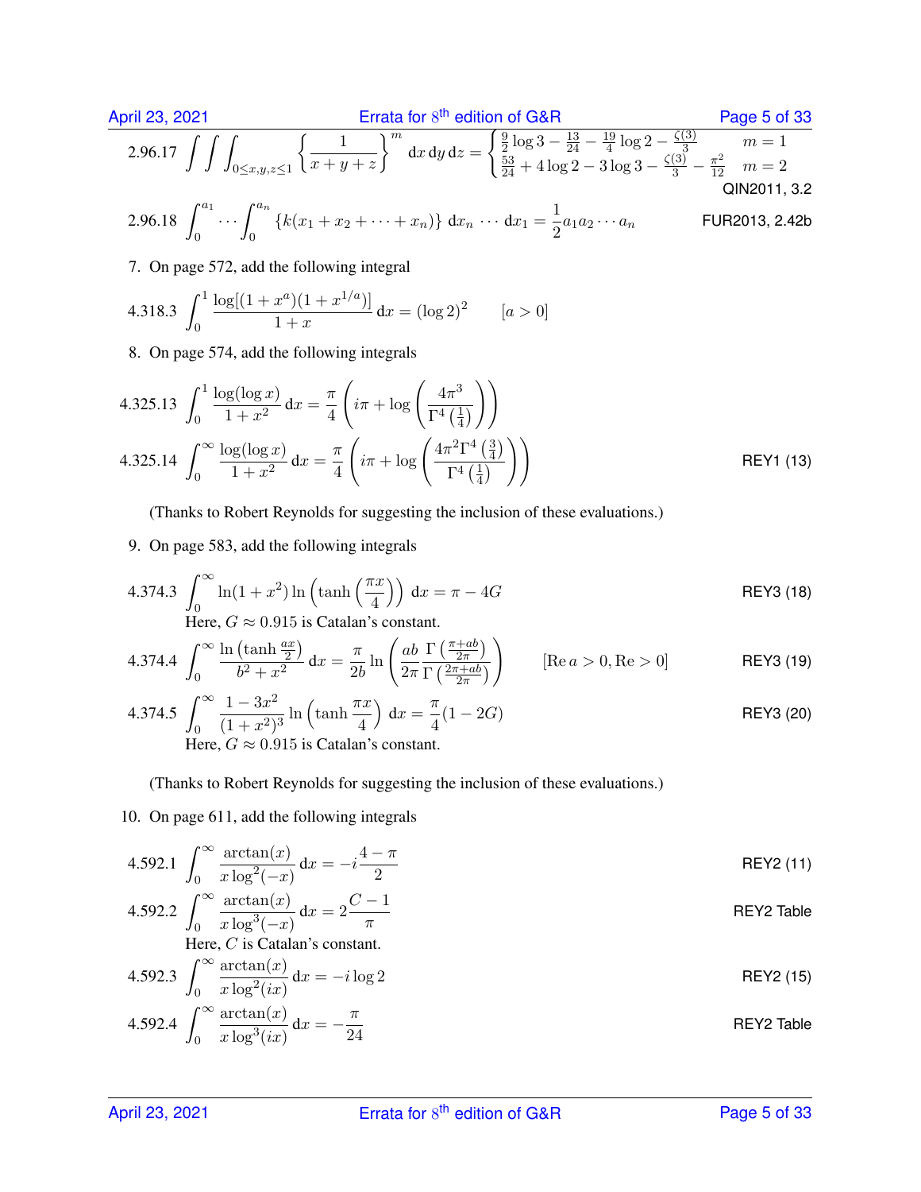2.96.17 $\displaystyle\iiint_{0\le x,y,z\le 1} \left\{\frac{1}{x+y+z}\right\}^m \mathrm{d}x\,\mathrm{d}y\,\mathrm{d}z = \begin{cases} \frac{9}{2}\log 3 - \frac{13}{24} - \frac{19}{4}\log 2 - \frac{\zeta(3)}{3} & m=1 \\ \frac{53}{24} + 4\log 2 - 3\log 3 - \frac{\zeta(3)}{3} - \frac{\pi^2}{12} & m=2 \end{cases}$ QIN2011, 3.2

2.96.18 $\displaystyle\int_0^{a_1}\cdots\int_0^{a_n} \{k(x_1+x_2+\cdots+x_n)\}\,\mathrm{d}x_n\cdots\mathrm{d}x_1 = \frac{1}{2}a_1a_2\cdots a_n$ FUR2013, 2.42b

7. On page 572, add the following integral

4.318.3 $\displaystyle\int_0^1 \frac{\log[(1+x^a)(1+x^{1/a})]}{1+x}\,\mathrm{d}x = (\log 2)^2 \qquad [a>0]$

8. On page 574, add the following integrals

4.325.13 $\displaystyle\int_0^1 \frac{\log(\log x)}{1+x^2}\,\mathrm{d}x = \frac{\pi}{4}\left(i\pi + \log\left(\frac{4\pi^3}{\Gamma^4\left(\frac{1}{4}\right)}\right)\right)$

4.325.14 $\displaystyle\int_0^\infty \frac{\log(\log x)}{1+x^2}\,\mathrm{d}x = \frac{\pi}{4}\left(i\pi + \log\left(\frac{4\pi^2\Gamma^4\left(\frac{3}{4}\right)}{\Gamma^4\left(\frac{1}{4}\right)}\right)\right)$ REY1 (13)

(Thanks to Robert Reynolds for suggesting the inclusion of these evaluations.)

9. On page 583, add the following integrals

4.374.3 $\displaystyle\int_0^\infty \ln(1+x^2)\ln\left(\tanh\left(\frac{\pi x}{4}\right)\right)\,\mathrm{d}x = \pi - 4G$ REY3 (18)
Here, $G \approx 0.915$ is Catalan's constant.

4.374.4 $\displaystyle\int_0^\infty \frac{\ln\left(\tanh\frac{ax}{2}\right)}{b^2+x^2}\,\mathrm{d}x = \frac{\pi}{2b}\ln\left(\frac{ab}{2\pi}\frac{\Gamma\left(\frac{\pi+ab}{2\pi}\right)}{\Gamma\left(\frac{2\pi+ab}{2\pi}\right)}\right) \qquad [\operatorname{Re} a>0, \operatorname{Re}>0]$ REY3 (19)

4.374.5 $\displaystyle\int_0^\infty \frac{1-3x^2}{(1+x^2)^3}\ln\left(\tanh\frac{\pi x}{4}\right)\,\mathrm{d}x = \frac{\pi}{4}(1-2G)$ REY3 (20)
Here, $G \approx 0.915$ is Catalan's constant.

(Thanks to Robert Reynolds for suggesting the inclusion of these evaluations.)

10. On page 611, add the following integrals

4.592.1 $\displaystyle\int_0^\infty \frac{\arctan(x)}{x\log^2(-x)}\,\mathrm{d}x = -i\frac{4-\pi}{2}$ REY2 (11)

4.592.2 $\displaystyle\int_0^\infty \frac{\arctan(x)}{x\log^3(-x)}\,\mathrm{d}x = 2\frac{C-1}{\pi}$ REY2 Table
Here, $C$ is Catalan's constant.

4.592.3 $\displaystyle\int_0^\infty \frac{\arctan(x)}{x\log^2(ix)}\,\mathrm{d}x = -i\log 2$ REY2 (15)

4.592.4 $\displaystyle\int_0^\infty \frac{\arctan(x)}{x\log^3(ix)}\,\mathrm{d}x = -\frac{\pi}{24}$ REY2 Table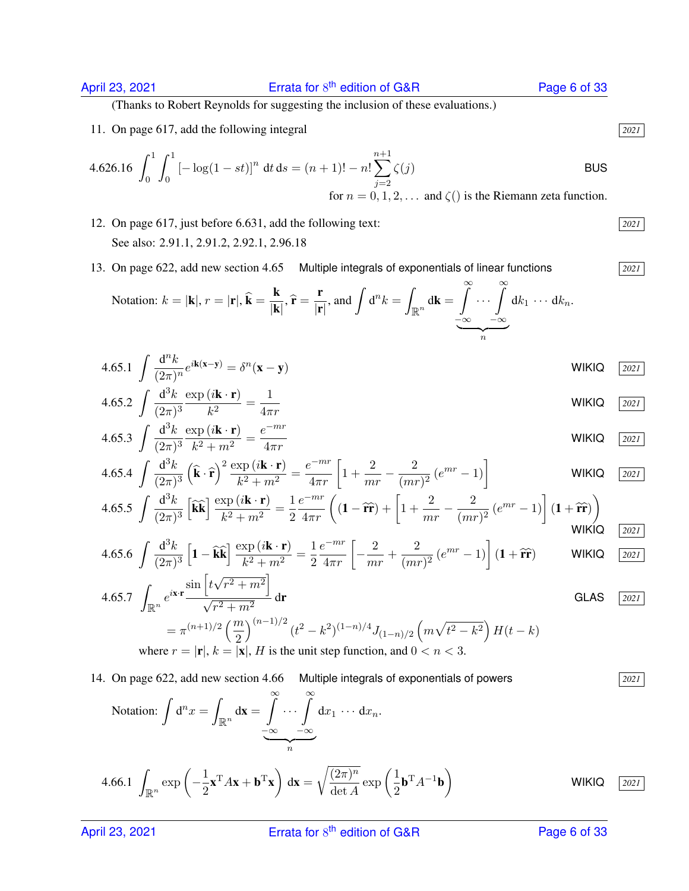(Thanks to Robert Reynolds for suggesting the inclusion of these evaluations.)

11. On page 617, add the following integral  2021

$$4.626.16 \quad \int_0^1 \int_0^1 \left[-\log(1-st)\right]^n \,\mathrm{d}t\,\mathrm{d}s = (n+1)! - n! \sum_{j=2}^{n+1} \zeta(j) \qquad \text{BUS}$$

for $n = 0, 1, 2, \ldots$ and $\zeta()$ is the Riemann zeta function.

12. On page 617, just before 6.631, add the following text:  2021

    See also: 2.91.1, 2.91.2, 2.92.1, 2.96.18

13. On page 622, add new section 4.65  Multiple integrals of exponentials of linear functions  2021

Notation: $k = |\mathbf{k}|$, $r = |\mathbf{r}|$, $\widehat{\mathbf{k}} = \dfrac{\mathbf{k}}{|\mathbf{k}|}$, $\widehat{\mathbf{r}} = \dfrac{\mathbf{r}}{|\mathbf{r}|}$, and $\displaystyle\int \mathrm{d}^n k = \int_{\mathbb{R}^n} \mathrm{d}\mathbf{k} = \underbrace{\int_{-\infty}^{\infty} \cdots \int_{-\infty}^{\infty}}_{n} \mathrm{d}k_1 \cdots \mathrm{d}k_n$.

$$4.65.1 \quad \int \frac{\mathrm{d}^n k}{(2\pi)^n} e^{i\mathbf{k}(\mathbf{x}-\mathbf{y})} = \delta^n(\mathbf{x}-\mathbf{y}) \qquad \text{WIKIQ} \quad 2021$$

$$4.65.2 \quad \int \frac{\mathrm{d}^3 k}{(2\pi)^3} \frac{\exp(i\mathbf{k}\cdot\mathbf{r})}{k^2} = \frac{1}{4\pi r} \qquad \text{WIKIQ} \quad 2021$$

$$4.65.3 \quad \int \frac{\mathrm{d}^3 k}{(2\pi)^3} \frac{\exp(i\mathbf{k}\cdot\mathbf{r})}{k^2+m^2} = \frac{e^{-mr}}{4\pi r} \qquad \text{WIKIQ} \quad 2021$$

$$4.65.4 \quad \int \frac{\mathrm{d}^3 k}{(2\pi)^3} \left(\widehat{\mathbf{k}}\cdot\widehat{\mathbf{r}}\right)^2 \frac{\exp(i\mathbf{k}\cdot\mathbf{r})}{k^2+m^2} = \frac{e^{-mr}}{4\pi r}\left[1 + \frac{2}{mr} - \frac{2}{(mr)^2}\left(e^{mr}-1\right)\right] \qquad \text{WIKIQ} \quad 2021$$

$$4.65.5 \quad \int \frac{\mathrm{d}^3 k}{(2\pi)^3} \left[\widehat{\mathbf{k}}\widehat{\mathbf{k}}\right] \frac{\exp(i\mathbf{k}\cdot\mathbf{r})}{k^2+m^2} = \frac{1}{2}\frac{e^{-mr}}{4\pi r}\left((\mathbf{1}-\widehat{\mathbf{r}}\widehat{\mathbf{r}}) + \left[1 + \frac{2}{mr} - \frac{2}{(mr)^2}\left(e^{mr}-1\right)\right](\mathbf{1}+\widehat{\mathbf{r}}\widehat{\mathbf{r}})\right) \qquad \text{WIKIQ} \quad 2021$$

$$4.65.6 \quad \int \frac{\mathrm{d}^3 k}{(2\pi)^3} \left[\mathbf{1}-\widehat{\mathbf{k}}\widehat{\mathbf{k}}\right] \frac{\exp(i\mathbf{k}\cdot\mathbf{r})}{k^2+m^2} = \frac{1}{2}\frac{e^{-mr}}{4\pi r}\left[-\frac{2}{mr} + \frac{2}{(mr)^2}\left(e^{mr}-1\right)\right](\mathbf{1}+\widehat{\mathbf{r}}\widehat{\mathbf{r}}) \qquad \text{WIKIQ} \quad 2021$$

$$4.65.7 \quad \int_{\mathbb{R}^n} e^{i\mathbf{x}\cdot\mathbf{r}} \frac{\sin\left[t\sqrt{r^2+m^2}\right]}{\sqrt{r^2+m^2}} \,\mathrm{d}\mathbf{r} \qquad \text{GLAS} \quad 2021$$

$$= \pi^{(n+1)/2}\left(\frac{m}{2}\right)^{(n-1)/2}\left(t^2-k^2\right)^{(1-n)/4} J_{(1-n)/2}\left(m\sqrt{t^2-k^2}\right) H(t-k)$$

where $r = |\mathbf{r}|$, $k = |\mathbf{x}|$, $H$ is the unit step function, and $0 < n < 3$.

14. On page 622, add new section 4.66  Multiple integrals of exponentials of powers  2021

Notation: $\displaystyle\int \mathrm{d}^n x = \int_{\mathbb{R}^n} \mathrm{d}\mathbf{x} = \underbrace{\int_{-\infty}^{\infty} \cdots \int_{-\infty}^{\infty}}_{n} \mathrm{d}x_1 \cdots \mathrm{d}x_n$.

$$4.66.1 \quad \int_{\mathbb{R}^n} \exp\left(-\frac{1}{2}\mathbf{x}^{\mathrm{T}} A \mathbf{x} + \mathbf{b}^{\mathrm{T}}\mathbf{x}\right) \mathrm{d}\mathbf{x} = \sqrt{\frac{(2\pi)^n}{\det A}} \exp\left(\frac{1}{2}\mathbf{b}^{\mathrm{T}} A^{-1}\mathbf{b}\right) \qquad \text{WIKIQ} \quad 2021$$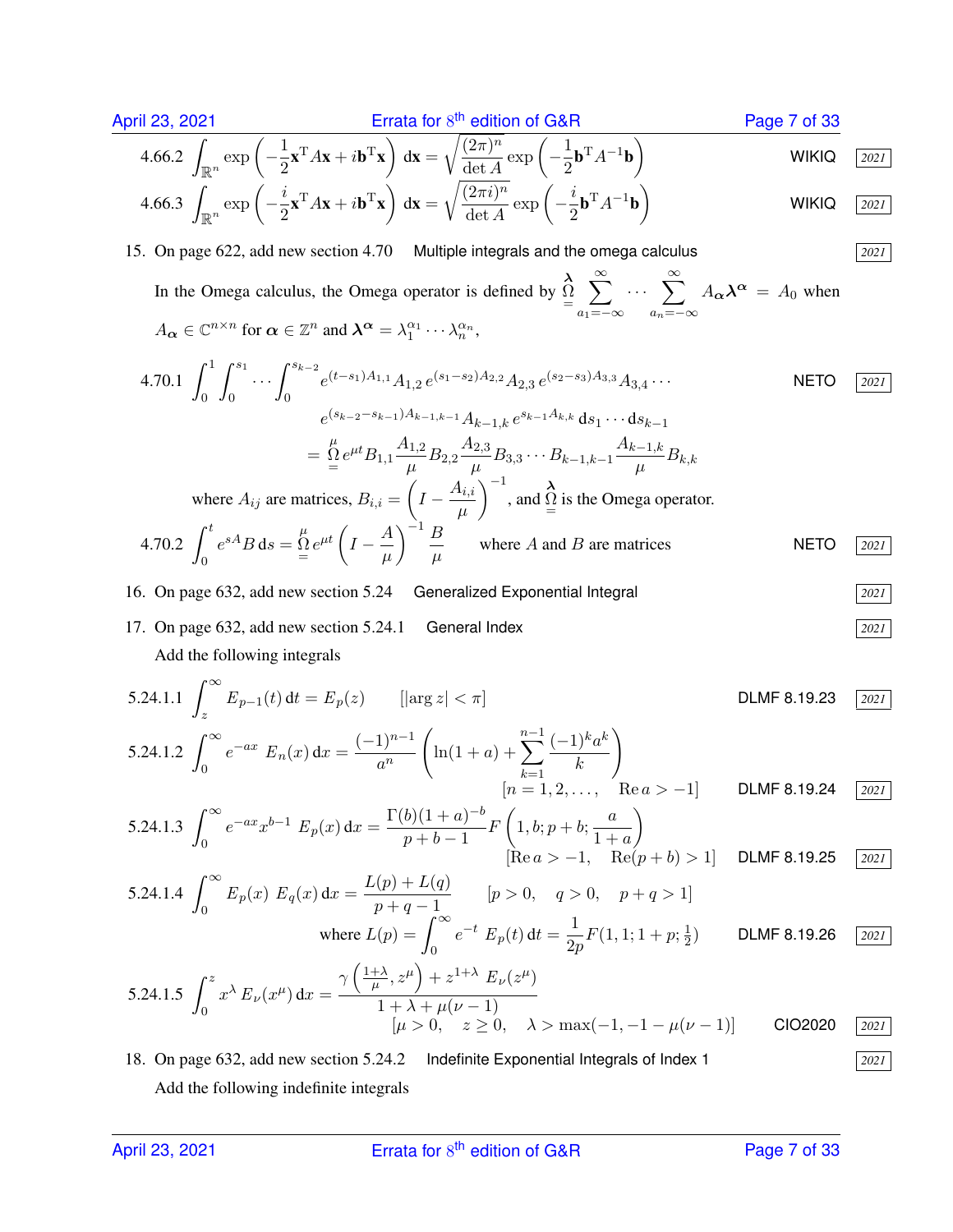4.66.2 $\displaystyle\int_{\mathbb{R}^n} \exp\left(-\frac{1}{2}\mathbf{x}^{\mathrm{T}} A \mathbf{x} + i\mathbf{b}^{\mathrm{T}}\mathbf{x}\right) \,\mathrm{d}\mathbf{x} = \sqrt{\frac{(2\pi)^n}{\det A}} \exp\left(-\frac{1}{2}\mathbf{b}^{\mathrm{T}} A^{-1} \mathbf{b}\right)$ WIKIQ *2021*

4.66.3 $\displaystyle\int_{\mathbb{R}^n} \exp\left(-\frac{i}{2}\mathbf{x}^{\mathrm{T}} A \mathbf{x} + i\mathbf{b}^{\mathrm{T}}\mathbf{x}\right) \,\mathrm{d}\mathbf{x} = \sqrt{\frac{(2\pi i)^n}{\det A}} \exp\left(-\frac{i}{2}\mathbf{b}^{\mathrm{T}} A^{-1} \mathbf{b}\right)$ WIKIQ *2021*

15. On page 622, add new section 4.70 Multiple integrals and the omega calculus *2021*

In the Omega calculus, the Omega operator is defined by $\underset{=}{\overset{\boldsymbol{\lambda}}{\Omega}} \displaystyle\sum_{a_1=-\infty}^{\infty} \cdots \sum_{a_n=-\infty}^{\infty} A_{\boldsymbol{\alpha}} \boldsymbol{\lambda}^{\boldsymbol{\alpha}} = A_0$ when $A_{\boldsymbol{\alpha}} \in \mathbb{C}^{n\times n}$ for $\boldsymbol{\alpha} \in \mathbb{Z}^n$ and $\boldsymbol{\lambda}^{\boldsymbol{\alpha}} = \lambda_1^{\alpha_1} \cdots \lambda_n^{\alpha_n}$,

4.70.1 
$$\int_0^1 \int_0^{s_1} \cdots \int_0^{s_{k-2}} e^{(t-s_1)A_{1,1}} A_{1,2}\, e^{(s_1-s_2)A_{2,2}} A_{2,3}\, e^{(s_2-s_3)A_{3,3}} A_{3,4} \cdots e^{(s_{k-2}-s_{k-1})A_{k-1,k-1}} A_{k-1,k}\, e^{s_{k-1}A_{k,k}} \,\mathrm{d}s_1 \cdots \mathrm{d}s_{k-1}$$
$$= \underset{=}{\overset{\mu}{\Omega}}\, e^{\mu t} B_{1,1} \frac{A_{1,2}}{\mu} B_{2,2} \frac{A_{2,3}}{\mu} B_{3,3} \cdots B_{k-1,k-1} \frac{A_{k-1,k}}{\mu} B_{k,k}$$
where $A_{ij}$ are matrices, $B_{i,i} = \left(I - \dfrac{A_{i,i}}{\mu}\right)^{-1}$, and $\underset{=}{\overset{\boldsymbol{\lambda}}{\Omega}}$ is the Omega operator. NETO *2021*

4.70.2 $\displaystyle\int_0^t e^{sA} B \,\mathrm{d}s = \underset{=}{\overset{\mu}{\Omega}}\, e^{\mu t} \left(I - \frac{A}{\mu}\right)^{-1} \frac{B}{\mu}$ where $A$ and $B$ are matrices NETO *2021*

16. On page 632, add new section 5.24 Generalized Exponential Integral *2021*

17. On page 632, add new section 5.24.1 General Index *2021*

Add the following integrals

5.24.1.1 $\displaystyle\int_z^\infty E_{p-1}(t) \,\mathrm{d}t = E_p(z) \qquad [|\arg z| < \pi]$ DLMF 8.19.23 *2021*

5.24.1.2 $\displaystyle\int_0^\infty e^{-ax}\, E_n(x) \,\mathrm{d}x = \frac{(-1)^{n-1}}{a^n}\left(\ln(1+a) + \sum_{k=1}^{n-1} \frac{(-1)^k a^k}{k}\right)$ $[n = 1, 2, \ldots, \quad \mathrm{Re}\, a > -1]$ DLMF 8.19.24 *2021*

5.24.1.3 $\displaystyle\int_0^\infty e^{-ax} x^{b-1}\, E_p(x) \,\mathrm{d}x = \frac{\Gamma(b)(1+a)^{-b}}{p+b-1} F\left(1, b; p+b; \frac{a}{1+a}\right)$ $[\mathrm{Re}\, a > -1, \quad \mathrm{Re}(p+b) > 1]$ DLMF 8.19.25 *2021*

5.24.1.4 $\displaystyle\int_0^\infty E_p(x)\, E_q(x) \,\mathrm{d}x = \frac{L(p)+L(q)}{p+q-1} \qquad [p > 0, \quad q > 0, \quad p+q > 1]$ where $L(p) = \displaystyle\int_0^\infty e^{-t}\, E_p(t) \,\mathrm{d}t = \frac{1}{2p} F(1, 1; 1+p; \tfrac{1}{2})$ DLMF 8.19.26 *2021*

5.24.1.5 $\displaystyle\int_0^z x^\lambda\, E_\nu(x^\mu) \,\mathrm{d}x = \frac{\gamma\left(\frac{1+\lambda}{\mu}, z^\mu\right) + z^{1+\lambda}\, E_\nu(z^\mu)}{1+\lambda+\mu(\nu-1)}$ $[\mu > 0, \quad z \geq 0, \quad \lambda > \max(-1, -1-\mu(\nu-1))]$ CIO2020 *2021*

18. On page 632, add new section 5.24.2 Indefinite Exponential Integrals of Index 1 *2021*

Add the following indefinite integrals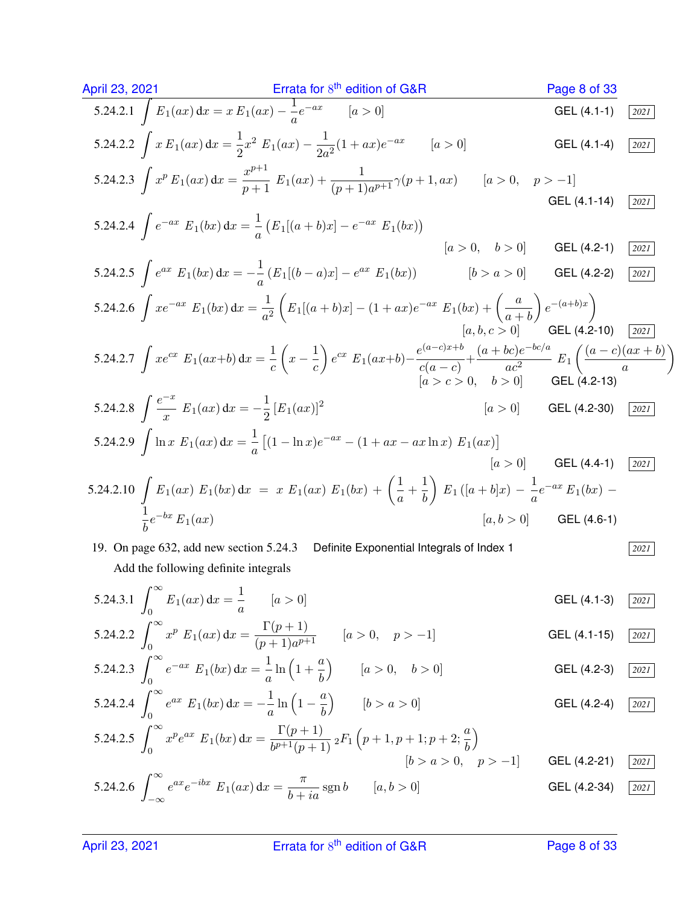5.24.2.1 $\int E_1(ax)\,\mathrm{d}x = x\,E_1(ax) - \frac{1}{a}e^{-ax} \qquad [a>0]$ GEL (4.1-1) 2021

5.24.2.2 $\int x\,E_1(ax)\,\mathrm{d}x = \frac{1}{2}x^2\;E_1(ax) - \frac{1}{2a^2}(1+ax)e^{-ax} \qquad [a>0]$ GEL (4.1-4) 2021

5.24.2.3 $\int x^p\,E_1(ax)\,\mathrm{d}x = \frac{x^{p+1}}{p+1}\;E_1(ax) + \frac{1}{(p+1)a^{p+1}}\gamma(p+1,ax) \qquad [a>0, \quad p>-1]$ GEL (4.1-14) 2021

5.24.2.4 $\int e^{-ax}\;E_1(bx)\,\mathrm{d}x = \frac{1}{a}\left(E_1[(a+b)x] - e^{-ax}\;E_1(bx)\right) \qquad [a>0, \quad b>0]$ GEL (4.2-1) 2021

5.24.2.5 $\int e^{ax}\;E_1(bx)\,\mathrm{d}x = -\frac{1}{a}\left(E_1[(b-a)x] - e^{ax}\;E_1(bx)\right) \qquad [b>a>0]$ GEL (4.2-2) 2021

5.24.2.6 $\int xe^{-ax}\;E_1(bx)\,\mathrm{d}x = \frac{1}{a^2}\left(E_1[(a+b)x] - (1+ax)e^{-ax}\;E_1(bx) + \left(\frac{a}{a+b}\right)e^{-(a+b)x}\right) \qquad [a,b,c>0]$ GEL (4.2-10) 2021

5.24.2.7 $\int xe^{cx}\;E_1(ax+b)\,\mathrm{d}x = \frac{1}{c}\left(x-\frac{1}{c}\right)e^{cx}\;E_1(ax+b) - \frac{e^{(a-c)x+b}}{c(a-c)} + \frac{(a+bc)e^{-bc/a}}{ac^2}\;E_1\left(\frac{(a-c)(ax+b)}{a}\right) \qquad [a>c>0, \quad b>0]$ GEL (4.2-13)

5.24.2.8 $\int \frac{e^{-x}}{x}\;E_1(ax)\,\mathrm{d}x = -\frac{1}{2}\left[E_1(ax)\right]^2 \qquad [a>0]$ GEL (4.2-30) 2021

5.24.2.9 $\int \ln x\;E_1(ax)\,\mathrm{d}x = \frac{1}{a}\left[(1-\ln x)e^{-ax} - (1+ax-ax\ln x)\;E_1(ax)\right] \qquad [a>0]$ GEL (4.4-1) 2021

5.24.2.10 $\int E_1(ax)\;E_1(bx)\,\mathrm{d}x \;=\; x\;E_1(ax)\;E_1(bx) + \left(\frac{1}{a}+\frac{1}{b}\right)\;E_1\left([a+b]x\right) - \frac{1}{a}e^{-ax}\,E_1(bx) - \frac{1}{b}e^{-bx}\,E_1(ax) \qquad [a,b>0]$ GEL (4.6-1)

19. On page 632, add new section 5.24.3 Definite Exponential Integrals of Index 1 2021

Add the following definite integrals

5.24.3.1 $\int_0^\infty E_1(ax)\,\mathrm{d}x = \frac{1}{a} \qquad [a>0]$ GEL (4.1-3) 2021

5.24.2.2 $\int_0^\infty x^p\;E_1(ax)\,\mathrm{d}x = \frac{\Gamma(p+1)}{(p+1)a^{p+1}} \qquad [a>0, \quad p>-1]$ GEL (4.1-15) 2021

5.24.2.3 $\int_0^\infty e^{-ax}\;E_1(bx)\,\mathrm{d}x = \frac{1}{a}\ln\left(1+\frac{a}{b}\right) \qquad [a>0, \quad b>0]$ GEL (4.2-3) 2021

5.24.2.4 $\int_0^\infty e^{ax}\;E_1(bx)\,\mathrm{d}x = -\frac{1}{a}\ln\left(1-\frac{a}{b}\right) \qquad [b>a>0]$ GEL (4.2-4) 2021

5.24.2.5 $\int_0^\infty x^p e^{ax}\;E_1(bx)\,\mathrm{d}x = \frac{\Gamma(p+1)}{b^{p+1}(p+1)}\;{}_2F_1\left(p+1,p+1;p+2;\frac{a}{b}\right) \qquad [b>a>0, \quad p>-1]$ GEL (4.2-21) 2021

5.24.2.6 $\int_{-\infty}^\infty e^{ax}e^{-ibx}\;E_1(ax)\,\mathrm{d}x = \frac{\pi}{b+ia}\,\mathrm{sgn}\,b \qquad [a,b>0]$ GEL (4.2-34) 2021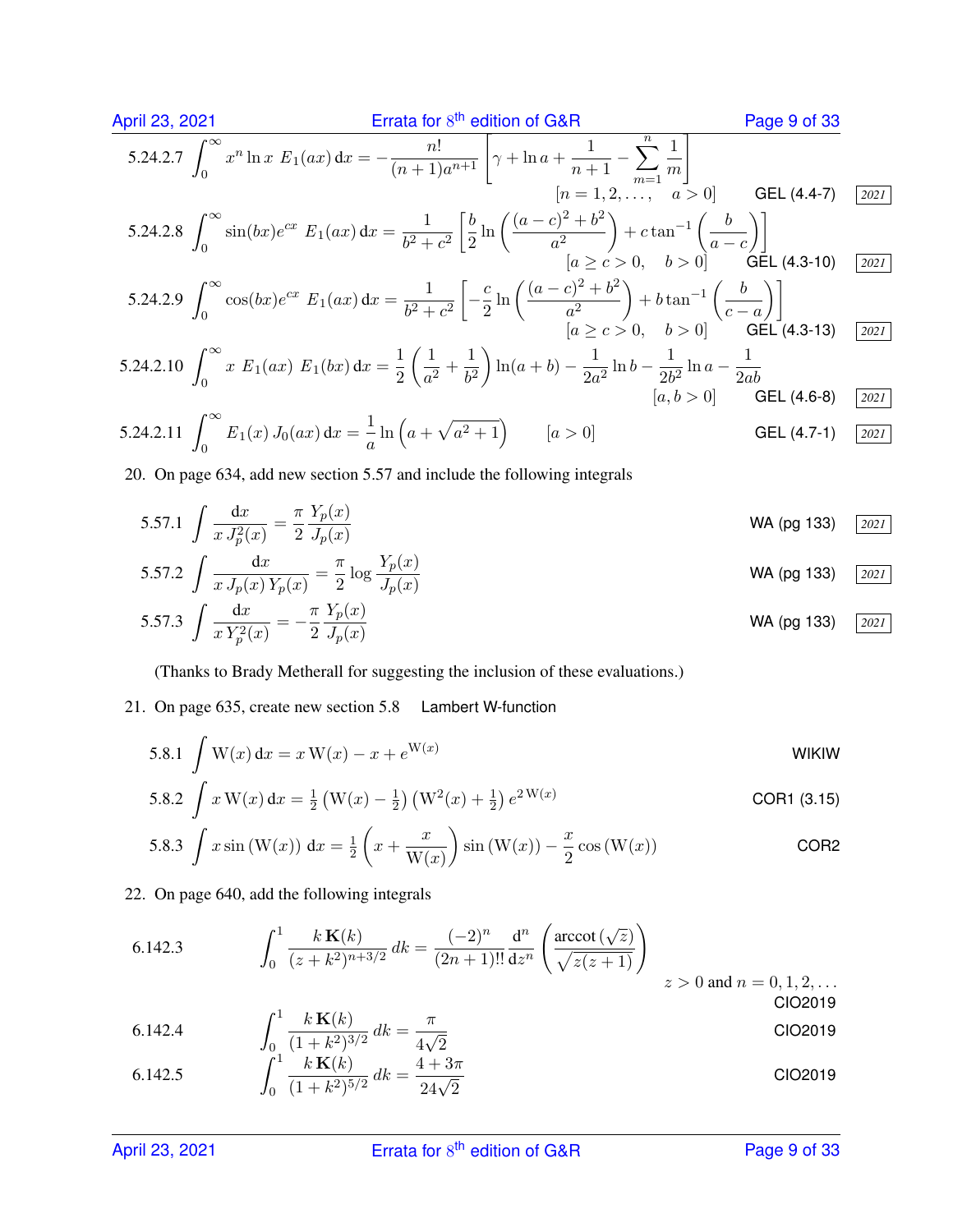5.24.2.7 $\displaystyle\int_0^\infty x^n \ln x \; E_1(ax)\,\mathrm{d}x = -\frac{n!}{(n+1)a^{n+1}}\left[\gamma + \ln a + \frac{1}{n+1} - \sum_{m=1}^{n}\frac{1}{m}\right]$

$[n = 1, 2, \dots, \quad a > 0]$ GEL (4.4-7) *2021*

5.24.2.8 $\displaystyle\int_0^\infty \sin(bx)e^{cx} \; E_1(ax)\,\mathrm{d}x = \frac{1}{b^2+c^2}\left[\frac{b}{2}\ln\left(\frac{(a-c)^2+b^2}{a^2}\right) + c\tan^{-1}\left(\frac{b}{a-c}\right)\right]$

$[a \ge c > 0, \quad b > 0]$ GEL (4.3-10) *2021*

5.24.2.9 $\displaystyle\int_0^\infty \cos(bx)e^{cx} \; E_1(ax)\,\mathrm{d}x = \frac{1}{b^2+c^2}\left[-\frac{c}{2}\ln\left(\frac{(a-c)^2+b^2}{a^2}\right) + b\tan^{-1}\left(\frac{b}{c-a}\right)\right]$

$[a \ge c > 0, \quad b > 0]$ GEL (4.3-13) *2021*

5.24.2.10 $\displaystyle\int_0^\infty x \; E_1(ax) \; E_1(bx)\,\mathrm{d}x = \frac{1}{2}\left(\frac{1}{a^2}+\frac{1}{b^2}\right)\ln(a+b) - \frac{1}{2a^2}\ln b - \frac{1}{2b^2}\ln a - \frac{1}{2ab}$

$[a, b > 0]$ GEL (4.6-8) *2021*

5.24.2.11 $\displaystyle\int_0^\infty E_1(x)\,J_0(ax)\,\mathrm{d}x = \frac{1}{a}\ln\left(a + \sqrt{a^2+1}\right) \qquad [a > 0]$ GEL (4.7-1) *2021*

20. On page 634, add new section 5.57 and include the following integrals

5.57.1 $\displaystyle\int \frac{\mathrm{d}x}{x\,J_p^2(x)} = \frac{\pi}{2}\frac{Y_p(x)}{J_p(x)}$ WA (pg 133) *2021*

5.57.2 $\displaystyle\int \frac{\mathrm{d}x}{x\,J_p(x)\,Y_p(x)} = \frac{\pi}{2}\log\frac{Y_p(x)}{J_p(x)}$ WA (pg 133) *2021*

5.57.3 $\displaystyle\int \frac{\mathrm{d}x}{x\,Y_p^2(x)} = -\frac{\pi}{2}\frac{Y_p(x)}{J_p(x)}$ WA (pg 133) *2021*

(Thanks to Brady Metherall for suggesting the inclusion of these evaluations.)

21. On page 635, create new section 5.8 Lambert W-function

5.8.1 $\displaystyle\int \mathrm{W}(x)\,\mathrm{d}x = x\,\mathrm{W}(x) - x + e^{\mathrm{W}(x)}$ WIKIW

5.8.2 $\displaystyle\int x\,\mathrm{W}(x)\,\mathrm{d}x = \tfrac{1}{2}\left(\mathrm{W}(x) - \tfrac{1}{2}\right)\left(\mathrm{W}^2(x) + \tfrac{1}{2}\right)e^{2\,\mathrm{W}(x)}$ COR1 (3.15)

5.8.3 $\displaystyle\int x\sin\left(\mathrm{W}(x)\right)\,\mathrm{d}x = \tfrac{1}{2}\left(x + \frac{x}{\mathrm{W}(x)}\right)\sin\left(\mathrm{W}(x)\right) - \frac{x}{2}\cos\left(\mathrm{W}(x)\right)$ COR2

22. On page 640, add the following integrals

6.142.3 $\displaystyle\int_0^1 \frac{k\,\mathbf{K}(k)}{(z+k^2)^{n+3/2}}\,dk = \frac{(-2)^n}{(2n+1)!!}\frac{\mathrm{d}^n}{\mathrm{d}z^n}\left(\frac{\operatorname{arccot}(\sqrt{z})}{\sqrt{z(z+1)}}\right)$

$z > 0$ and $n = 0, 1, 2, \dots$ CIO2019

6.142.4 $\displaystyle\int_0^1 \frac{k\,\mathbf{K}(k)}{(1+k^2)^{3/2}}\,dk = \frac{\pi}{4\sqrt{2}}$ CIO2019

6.142.5 $\displaystyle\int_0^1 \frac{k\,\mathbf{K}(k)}{(1+k^2)^{5/2}}\,dk = \frac{4+3\pi}{24\sqrt{2}}$ CIO2019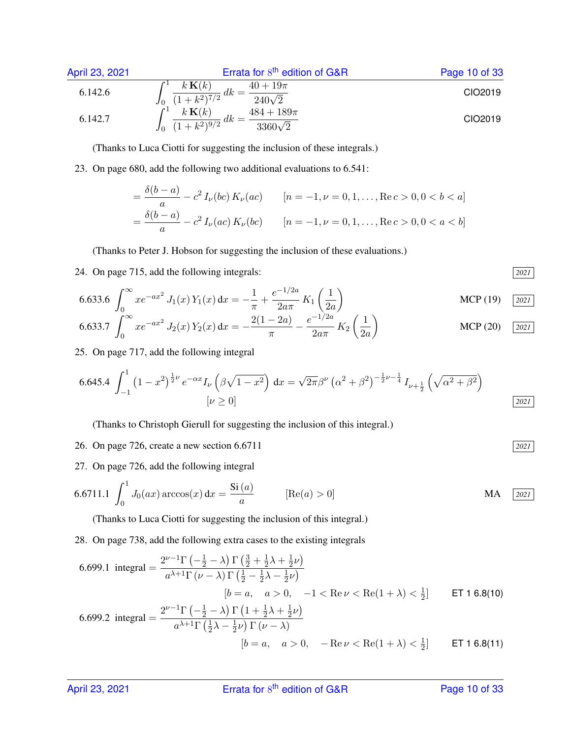6.142.6 $\displaystyle\int_0^1 \frac{k\,\mathbf{K}(k)}{(1+k^2)^{7/2}}\,dk = \frac{40+19\pi}{240\sqrt{2}}$ CIO2019

6.142.7 $\displaystyle\int_0^1 \frac{k\,\mathbf{K}(k)}{(1+k^2)^{9/2}}\,dk = \frac{484+189\pi}{3360\sqrt{2}}$ CIO2019

(Thanks to Luca Ciotti for suggesting the inclusion of these integrals.)

23. On page 680, add the following two additional evaluations to 6.541:

$$= \frac{\delta(b-a)}{a} - c^2\, I_\nu(bc)\, K_\nu(ac) \qquad [n=-1, \nu = 0, 1, \ldots, \operatorname{Re} c > 0, 0 < b < a]$$

$$= \frac{\delta(b-a)}{a} - c^2\, I_\nu(ac)\, K_\nu(bc) \qquad [n=-1, \nu = 0, 1, \ldots, \operatorname{Re} c > 0, 0 < a < b]$$

(Thanks to Peter J. Hobson for suggesting the inclusion of these evaluations.)

24. On page 715, add the following integrals: *2021*

6.633.6 $\displaystyle\int_0^\infty x e^{-ax^2}\, J_1(x)\, Y_1(x)\,\mathrm{d}x = -\frac{1}{\pi} + \frac{e^{-1/2a}}{2a\pi}\, K_1\left(\frac{1}{2a}\right)$ MCP (19) *2021*

6.633.7 $\displaystyle\int_0^\infty x e^{-ax^2}\, J_2(x)\, Y_2(x)\,\mathrm{d}x = -\frac{2(1-2a)}{\pi} - \frac{e^{-1/2a}}{2a\pi}\, K_2\left(\frac{1}{2a}\right)$ MCP (20) *2021*

25. On page 717, add the following integral

6.645.4 $\displaystyle\int_{-1}^1 \left(1-x^2\right)^{\frac{1}{2}\nu} e^{-\alpha x} I_\nu\left(\beta\sqrt{1-x^2}\right)\,\mathrm{d}x = \sqrt{2\pi}\beta^\nu \left(\alpha^2+\beta^2\right)^{-\frac{1}{2}\nu-\frac{1}{4}} I_{\nu+\frac{1}{2}}\left(\sqrt{\alpha^2+\beta^2}\right)$
$[\nu \geq 0]$ *2021*

(Thanks to Christoph Gierull for suggesting the inclusion of this integral.)

26. On page 726, create a new section 6.6711 *2021*

27. On page 726, add the following integral

6.6711.1 $\displaystyle\int_0^1 J_0(ax)\arccos(x)\,\mathrm{d}x = \frac{\mathrm{Si}\,(a)}{a} \qquad [\operatorname{Re}(a) > 0]$ MA *2021*

(Thanks to Luca Ciotti for suggesting the inclusion of this integral.)

28. On page 738, add the following extra cases to the existing integrals

6.699.1 integral $= \dfrac{2^{\nu-1}\Gamma\left(-\frac{1}{2}-\lambda\right)\Gamma\left(\frac{3}{2}+\frac{1}{2}\lambda+\frac{1}{2}\nu\right)}{a^{\lambda+1}\Gamma\left(\nu-\lambda\right)\Gamma\left(\frac{1}{2}-\frac{1}{2}\lambda-\frac{1}{2}\nu\right)}$
$[b=a, \quad a>0, \quad -1 < \operatorname{Re}\nu < \operatorname{Re}(1+\lambda) < \frac{1}{2}]$ ET 1 6.8(10)

6.699.2 integral $= \dfrac{2^{\nu-1}\Gamma\left(-\frac{1}{2}-\lambda\right)\Gamma\left(1+\frac{1}{2}\lambda+\frac{1}{2}\nu\right)}{a^{\lambda+1}\Gamma\left(\frac{1}{2}\lambda-\frac{1}{2}\nu\right)\Gamma\left(\nu-\lambda\right)}$
$[b=a, \quad a>0, \quad -\operatorname{Re}\nu < \operatorname{Re}(1+\lambda) < \frac{1}{2}]$ ET 1 6.8(11)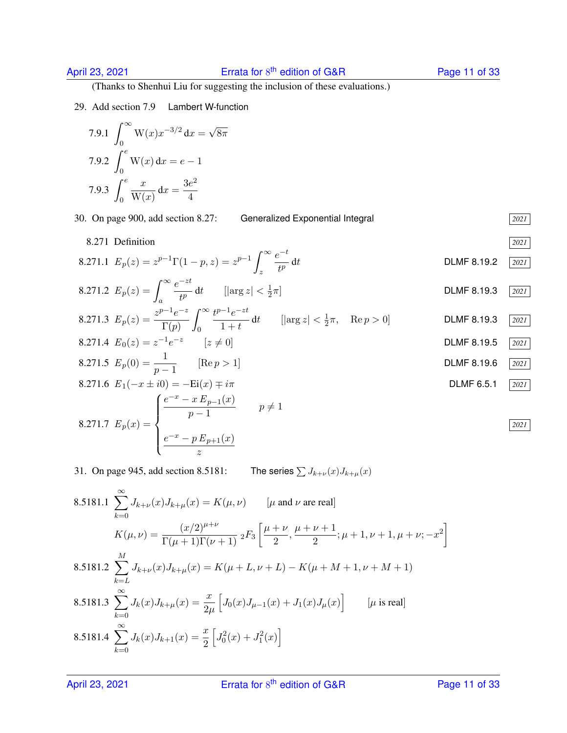(Thanks to Shenhui Liu for suggesting the inclusion of these evaluations.)

29. Add section 7.9 Lambert W-function

7.9.1 $\displaystyle\int_0^\infty \mathrm{W}(x) x^{-3/2}\, \mathrm{d}x = \sqrt{8\pi}$

7.9.2 $\displaystyle\int_0^e \mathrm{W}(x)\, \mathrm{d}x = e - 1$

7.9.3 $\displaystyle\int_0^e \frac{x}{\mathrm{W}(x)}\, \mathrm{d}x = \frac{3e^2}{4}$

30. On page 900, add section 8.27: Generalized Exponential Integral *2021*

8.271 Definition *2021*

8.271.1 $E_p(z) = z^{p-1}\Gamma(1-p, z) = z^{p-1}\displaystyle\int_z^\infty \frac{e^{-t}}{t^p}\, \mathrm{d}t$ DLMF 8.19.2 *2021*

8.271.2 $E_p(z) = \displaystyle\int_a^\infty \frac{e^{-zt}}{t^p}\, \mathrm{d}t \qquad [|\arg z| < \tfrac{1}{2}\pi]$ DLMF 8.19.3 *2021*

8.271.3 $E_p(z) = \dfrac{z^{p-1}e^{-z}}{\Gamma(p)}\displaystyle\int_0^\infty \frac{t^{p-1}e^{-zt}}{1+t}\, \mathrm{d}t \qquad [|\arg z| < \tfrac{1}{2}\pi, \quad \operatorname{Re} p > 0]$ DLMF 8.19.3 *2021*

8.271.4 $E_0(z) = z^{-1}e^{-z} \qquad [z \neq 0]$ DLMF 8.19.5 *2021*

8.271.5 $E_p(0) = \dfrac{1}{p-1} \qquad [\operatorname{Re} p > 1]$ DLMF 8.19.6 *2021*

8.271.6 $E_1(-x \pm i0) = -\mathrm{Ei}(x) \mp i\pi$ DLMF 6.5.1 *2021*

8.271.7 $E_p(x) = \begin{cases} \dfrac{e^{-x} - x\, E_{p-1}(x)}{p-1} & p \neq 1 \\[2ex] \dfrac{e^{-x} - p\, E_{p+1}(x)}{z} & \end{cases}$ *2021*

31. On page 945, add section 8.5181: The series $\sum J_{k+\nu}(x) J_{k+\mu}(x)$

8.5181.1 $\displaystyle\sum_{k=0}^\infty J_{k+\nu}(x) J_{k+\mu}(x) = K(\mu, \nu) \qquad [\mu \text{ and } \nu \text{ are real}]$

$$K(\mu, \nu) = \frac{(x/2)^{\mu+\nu}}{\Gamma(\mu+1)\Gamma(\nu+1)}\, {}_2F_3\left[\frac{\mu+\nu}{2}, \frac{\mu+\nu+1}{2}; \mu+1, \nu+1, \mu+\nu; -x^2\right]$$

8.5181.2 $\displaystyle\sum_{k=L}^M J_{k+\nu}(x) J_{k+\mu}(x) = K(\mu+L, \nu+L) - K(\mu+M+1, \nu+M+1)$

8.5181.3 $\displaystyle\sum_{k=0}^\infty J_k(x) J_{k+\mu}(x) = \frac{x}{2\mu}\left[J_0(x) J_{\mu-1}(x) + J_1(x) J_\mu(x)\right] \qquad [\mu \text{ is real}]$

8.5181.4 $\displaystyle\sum_{k=0}^\infty J_k(x) J_{k+1}(x) = \frac{x}{2}\left[J_0^2(x) + J_1^2(x)\right]$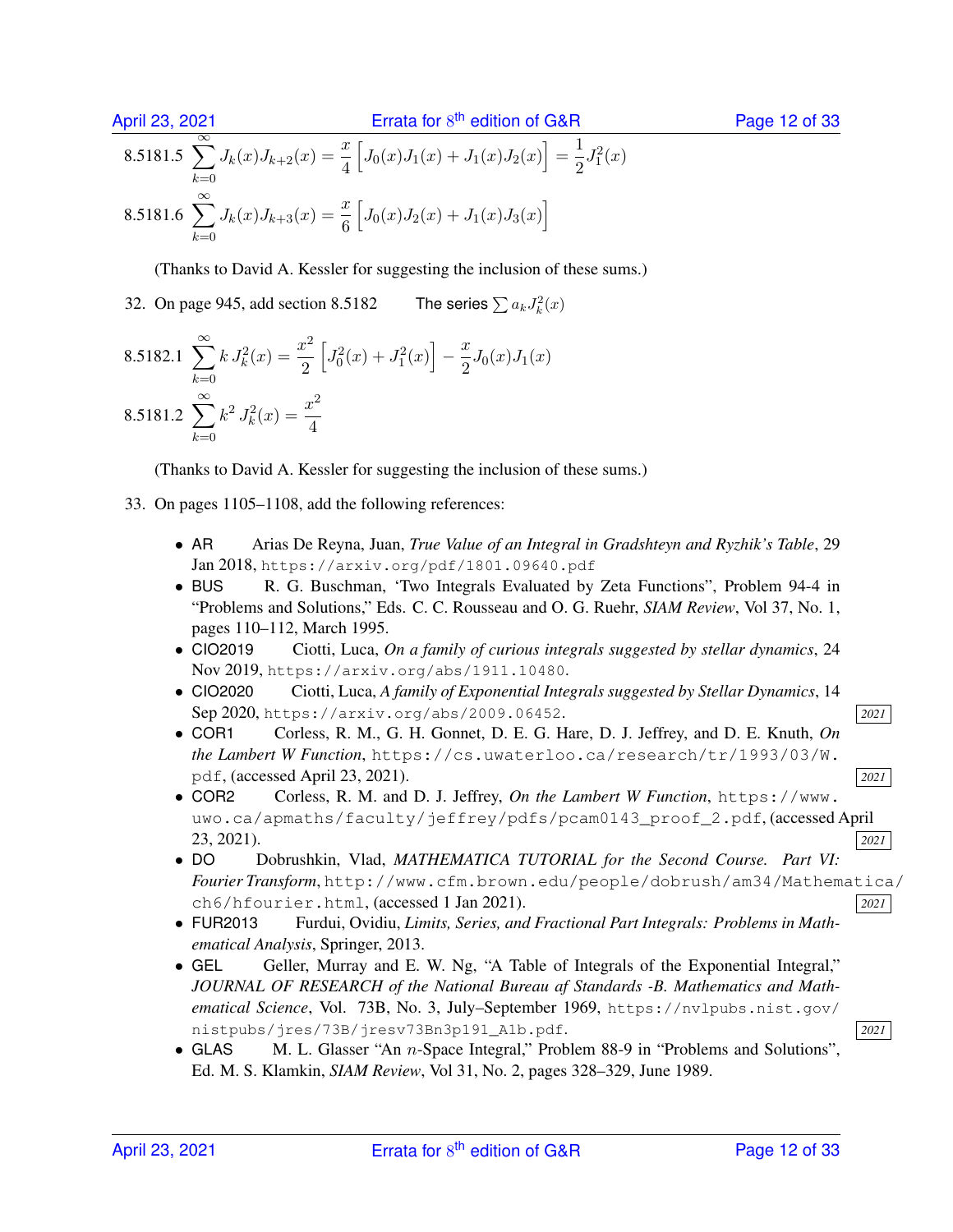8.5181.5 $\displaystyle\sum_{k=0}^{\infty} J_k(x)J_{k+2}(x) = \frac{x}{4}\Big[J_0(x)J_1(x) + J_1(x)J_2(x)\Big] = \frac{1}{2}J_1^2(x)$

8.5181.6 $\displaystyle\sum_{k=0}^{\infty} J_k(x)J_{k+3}(x) = \frac{x}{6}\Big[J_0(x)J_2(x) + J_1(x)J_3(x)\Big]$

(Thanks to David A. Kessler for suggesting the inclusion of these sums.)

32. On page 945, add section 8.5182 The series $\sum a_k J_k^2(x)$

8.5182.1 $\displaystyle\sum_{k=0}^{\infty} k\, J_k^2(x) = \frac{x^2}{2}\Big[J_0^2(x) + J_1^2(x)\Big] - \frac{x}{2}J_0(x)J_1(x)$

8.5181.2 $\displaystyle\sum_{k=0}^{\infty} k^2\, J_k^2(x) = \frac{x^2}{4}$

(Thanks to David A. Kessler for suggesting the inclusion of these sums.)

33. On pages 1105–1108, add the following references:

- AR Arias De Reyna, Juan, *True Value of an Integral in Gradshteyn and Ryzhik's Table*, 29 Jan 2018, https://arxiv.org/pdf/1801.09640.pdf
- BUS R. G. Buschman, 'Two Integrals Evaluated by Zeta Functions", Problem 94-4 in "Problems and Solutions," Eds. C. C. Rousseau and O. G. Ruehr, *SIAM Review*, Vol 37, No. 1, pages 110–112, March 1995.
- CIO2019 Ciotti, Luca, *On a family of curious integrals suggested by stellar dynamics*, 24 Nov 2019, https://arxiv.org/abs/1911.10480.
- CIO2020 Ciotti, Luca, *A family of Exponential Integrals suggested by Stellar Dynamics*, 14 Sep 2020, https://arxiv.org/abs/2009.06452. *2021*
- COR1 Corless, R. M., G. H. Gonnet, D. E. G. Hare, D. J. Jeffrey, and D. E. Knuth, *On the Lambert W Function*, https://cs.uwaterloo.ca/research/tr/1993/03/W.pdf, (accessed April 23, 2021). *2021*
- COR2 Corless, R. M. and D. J. Jeffrey, *On the Lambert W Function*, https://www.uwo.ca/apmaths/faculty/jeffrey/pdfs/pcam0143_proof_2.pdf, (accessed April 23, 2021). *2021*
- DO Dobrushkin, Vlad, *MATHEMATICA TUTORIAL for the Second Course. Part VI: Fourier Transform*, http://www.cfm.brown.edu/people/dobrush/am34/Mathematica/ch6/hfourier.html, (accessed 1 Jan 2021). *2021*
- FUR2013 Furdui, Ovidiu, *Limits, Series, and Fractional Part Integrals: Problems in Mathematical Analysis*, Springer, 2013.
- GEL Geller, Murray and E. W. Ng, "A Table of Integrals of the Exponential Integral," *JOURNAL OF RESEARCH of the National Bureau af Standards -B. Mathematics and Mathematical Science*, Vol. 73B, No. 3, July–September 1969, https://nvlpubs.nist.gov/nistpubs/jres/73B/jresv73Bn3p191_A1b.pdf. *2021*
- GLAS M. L. Glasser "An $n$-Space Integral," Problem 88-9 in "Problems and Solutions", Ed. M. S. Klamkin, *SIAM Review*, Vol 31, No. 2, pages 328–329, June 1989.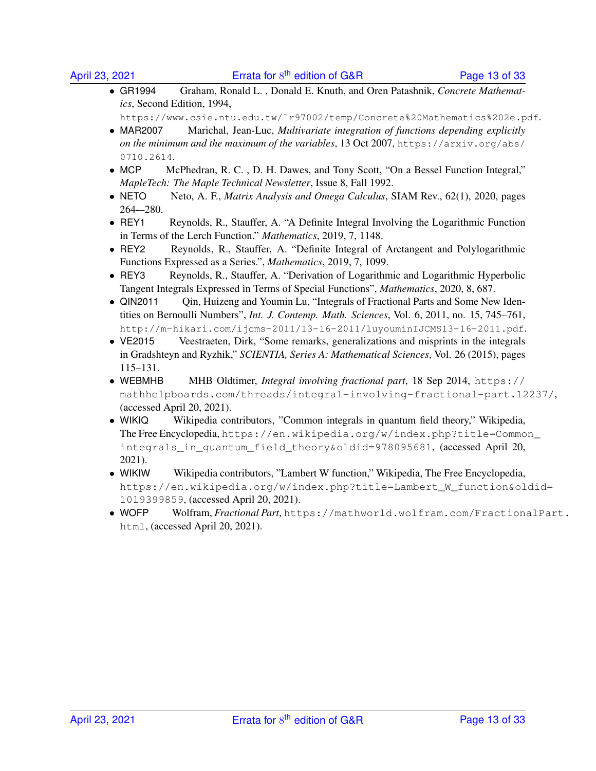- GR1994 Graham, Ronald L. , Donald E. Knuth, and Oren Patashnik, *Concrete Mathematics*, Second Edition, 1994, https://www.csie.ntu.edu.tw/~r97002/temp/Concrete%20Mathematics%202e.pdf.
- MAR2007 Marichal, Jean-Luc, *Multivariate integration of functions depending explicitly on the minimum and the maximum of the variables*, 13 Oct 2007, https://arxiv.org/abs/0710.2614.
- MCP McPhedran, R. C. , D. H. Dawes, and Tony Scott, "On a Bessel Function Integral," *MapleTech: The Maple Technical Newsletter*, Issue 8, Fall 1992.
- NETO Neto, A. F., *Matrix Analysis and Omega Calculus*, SIAM Rev., 62(1), 2020, pages 264-–280.
- REY1 Reynolds, R., Stauffer, A. "A Definite Integral Involving the Logarithmic Function in Terms of the Lerch Function." *Mathematics*, 2019, 7, 1148.
- REY2 Reynolds, R., Stauffer, A. "Definite Integral of Arctangent and Polylogarithmic Functions Expressed as a Series.", *Mathematics*, 2019, 7, 1099.
- REY3 Reynolds, R., Stauffer, A. "Derivation of Logarithmic and Logarithmic Hyperbolic Tangent Integrals Expressed in Terms of Special Functions", *Mathematics*, 2020, 8, 687.
- QIN2011 Qin, Huizeng and Youmin Lu, "Integrals of Fractional Parts and Some New Identities on Bernoulli Numbers", *Int. J. Contemp. Math. Sciences*, Vol. 6, 2011, no. 15, 745–761, http://m-hikari.com/ijcms-2011/13-16-2011/luyouminIJCMS13-16-2011.pdf.
- VE2015 Veestraeten, Dirk, "Some remarks, generalizations and misprints in the integrals in Gradshteyn and Ryzhik," *SCIENTIA, Series A: Mathematical Sciences*, Vol. 26 (2015), pages 115–131.
- WEBMHB MHB Oldtimer, *Integral involving fractional part*, 18 Sep 2014, https://mathhelpboards.com/threads/integral-involving-fractional-part.12237/, (accessed April 20, 2021).
- WIKIQ Wikipedia contributors, "Common integrals in quantum field theory," Wikipedia, The Free Encyclopedia, https://en.wikipedia.org/w/index.php?title=Common_integrals_in_quantum_field_theory&oldid=978095681, (accessed April 20, 2021).
- WIKIW Wikipedia contributors, "Lambert W function," Wikipedia, The Free Encyclopedia, https://en.wikipedia.org/w/index.php?title=Lambert_W_function&oldid=1019399859, (accessed April 20, 2021).
- WOFP Wolfram, *Fractional Part*, https://mathworld.wolfram.com/FractionalPart.html, (accessed April 20, 2021).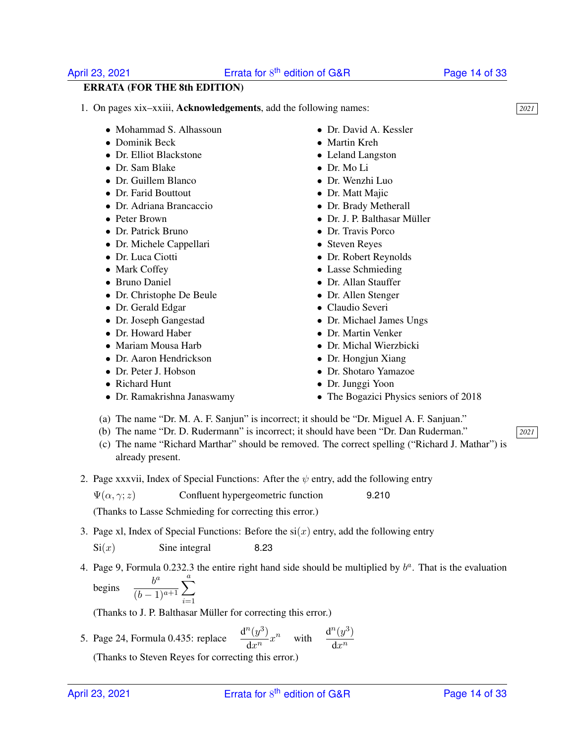## ERRATA (FOR THE 8th EDITION)

1. On pages xix–xxiii, **Acknowledgements**, add the following names: *2021*

   - Mohammad S. Alhassoun
   - Dominik Beck
   - Dr. Elliot Blackstone
   - Dr. Sam Blake
   - Dr. Guillem Blanco
   - Dr. Farid Bouttout
   - Dr. Adriana Brancaccio
   - Peter Brown
   - Dr. Patrick Bruno
   - Dr. Michele Cappellari
   - Dr. Luca Ciotti
   - Mark Coffey
   - Bruno Daniel
   - Dr. Christophe De Beule
   - Dr. Gerald Edgar
   - Dr. Joseph Gangestad
   - Dr. Howard Haber
   - Mariam Mousa Harb
   - Dr. Aaron Hendrickson
   - Dr. Peter J. Hobson
   - Richard Hunt
   - Dr. Ramakrishna Janaswamy
   - Dr. David A. Kessler
   - Martin Kreh
   - Leland Langston
   - Dr. Mo Li
   - Dr. Wenzhi Luo
   - Dr. Matt Majic
   - Dr. Brady Metherall
   - Dr. J. P. Balthasar Müller
   - Dr. Travis Porco
   - Steven Reyes
   - Dr. Robert Reynolds
   - Lasse Schmieding
   - Dr. Allan Stauffer
   - Dr. Allen Stenger
   - Claudio Severi
   - Dr. Michael James Ungs
   - Dr. Martin Venker
   - Dr. Michal Wierzbicki
   - Dr. Hongjun Xiang
   - Dr. Shotaro Yamazoe
   - Dr. Junggi Yoon
   - The Bogazici Physics seniors of 2018

   (a) The name "Dr. M. A. F. Sanjun" is incorrect; it should be "Dr. Miguel A. F. Sanjuan."

   (b) The name "Dr. D. Rudermann" is incorrect; it should have been "Dr. Dan Ruderman." *2021*

   (c) The name "Richard Marthar" should be removed. The correct spelling ("Richard J. Mathar") is already present.

2. Page xxxvii, Index of Special Functions: After the $\psi$ entry, add the following entry

   $\Psi(\alpha, \gamma; z)$ Confluent hypergeometric function 9.210

   (Thanks to Lasse Schmieding for correcting this error.)

3. Page xl, Index of Special Functions: Before the $\operatorname{si}(x)$ entry, add the following entry

   $\operatorname{Si}(x)$ Sine integral 8.23

4. Page 9, Formula 0.232.3 the entire right hand side should be multiplied by $b^a$. That is the evaluation begins $\dfrac{b^a}{(b-1)^{a+1}} \displaystyle\sum_{i=1}^{a}$

   (Thanks to J. P. Balthasar Müller for correcting this error.)

5. Page 24, Formula 0.435: replace $\dfrac{\mathrm{d}^n (y^3)}{\mathrm{d}x^n} x^n$ with $\dfrac{\mathrm{d}^n (y^3)}{\mathrm{d}x^n}$

   (Thanks to Steven Reyes for correcting this error.)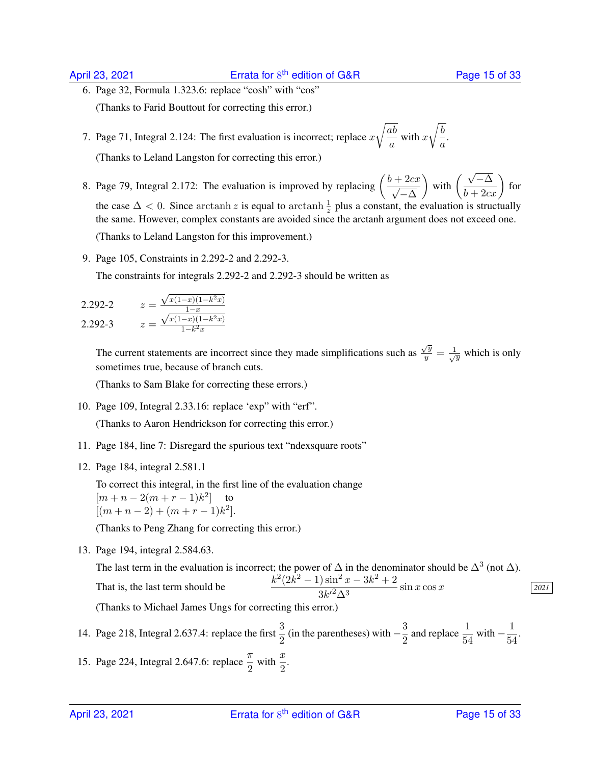6. Page 32, Formula 1.323.6: replace "cosh" with "cos"

   (Thanks to Farid Bouttout for correcting this error.)

7. Page 71, Integral 2.124: The first evaluation is incorrect; replace $x\sqrt{\frac{ab}{a}}$ with $x\sqrt{\frac{b}{a}}$.

   (Thanks to Leland Langston for correcting this error.)

8. Page 79, Integral 2.172: The evaluation is improved by replacing $\left(\frac{b+2cx}{\sqrt{-\Delta}}\right)$ with $\left(\frac{\sqrt{-\Delta}}{b+2cx}\right)$ for the case $\Delta < 0$. Since $\operatorname{arctanh} z$ is equal to $\operatorname{arctanh} \frac{1}{z}$ plus a constant, the evaluation is structurally the same. However, complex constants are avoided since the arctanh argument does not exceed one.

   (Thanks to Leland Langston for this improvement.)

9. Page 105, Constraints in 2.292-2 and 2.292-3.

   The constraints for integrals 2.292-2 and 2.292-3 should be written as

   2.292-2 $\quad z = \frac{\sqrt{x(1-x)(1-k^2x)}}{1-x}$

   2.292-3 $\quad z = \frac{\sqrt{x(1-x)(1-k^2x)}}{1-k^2x}$

   The current statements are incorrect since they made simplifications such as $\frac{\sqrt{y}}{y} = \frac{1}{\sqrt{y}}$ which is only sometimes true, because of branch cuts.

   (Thanks to Sam Blake for correcting these errors.)

10. Page 109, Integral 2.33.16: replace 'exp" with "erf".

    (Thanks to Aaron Hendrickson for correcting this error.)

11. Page 184, line 7: Disregard the spurious text "ndexsquare roots"

12. Page 184, integral 2.581.1

    To correct this integral, in the first line of the evaluation change
    $[m+n-2(m+r-1)k^2]$ to
    $[(m+n-2)+(m+r-1)k^2]$.

    (Thanks to Peng Zhang for correcting this error.)

13. Page 194, integral 2.584.63.

    The last term in the evaluation is incorrect; the power of $\Delta$ in the denominator should be $\Delta^3$ (not $\Delta$).

    That is, the last term should be $$\frac{k^2(2k^2-1)\sin^2 x - 3k^2 + 2}{3k'^2\Delta^3}\sin x \cos x$$ 2021

    (Thanks to Michael James Ungs for correcting this error.)

14. Page 218, Integral 2.637.4: replace the first $\frac{3}{2}$ (in the parentheses) with $-\frac{3}{2}$ and replace $\frac{1}{54}$ with $-\frac{1}{54}$.

15. Page 224, Integral 2.647.6: replace $\frac{\pi}{2}$ with $\frac{x}{2}$.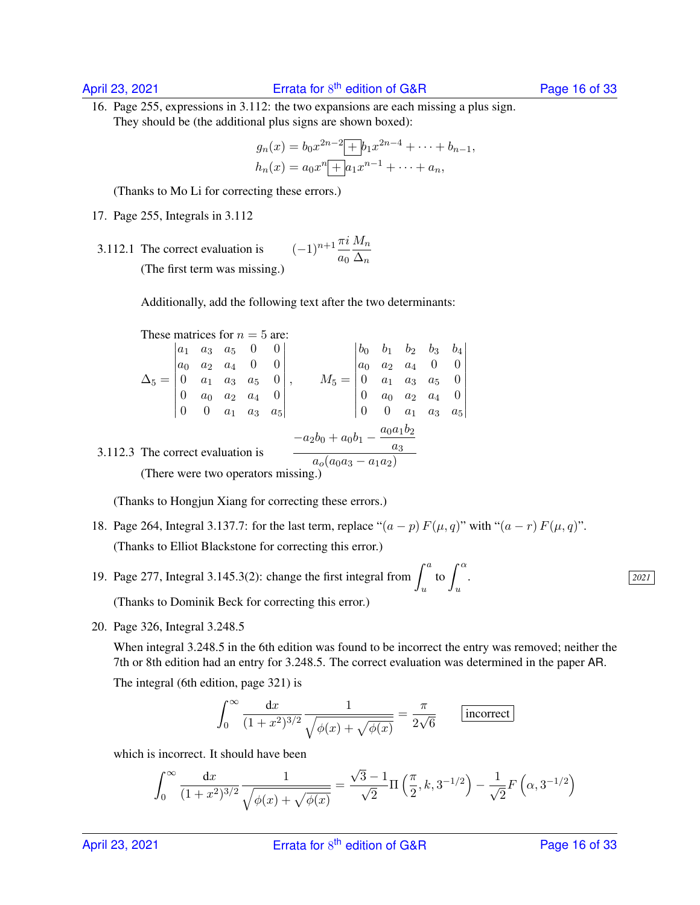16. Page 255, expressions in 3.112: the two expansions are each missing a plus sign. They should be (the additional plus signs are shown boxed):

$$g_n(x) = b_0 x^{2n-2} \boxed{+} b_1 x^{2n-4} + \cdots + b_{n-1},$$
$$h_n(x) = a_0 x^n \boxed{+} a_1 x^{n-1} + \cdots + a_n,$$

(Thanks to Mo Li for correcting these errors.)

17. Page 255, Integrals in 3.112

3.112.1 The correct evaluation is $\quad (-1)^{n+1} \dfrac{\pi i}{a_0} \dfrac{M_n}{\Delta_n}$

(The first term was missing.)

Additionally, add the following text after the two determinants:

These matrices for $n = 5$ are:

$$\Delta_5 = \begin{vmatrix} a_1 & a_3 & a_5 & 0 & 0 \\ a_0 & a_2 & a_4 & 0 & 0 \\ 0 & a_1 & a_3 & a_5 & 0 \\ 0 & a_0 & a_2 & a_4 & 0 \\ 0 & 0 & a_1 & a_3 & a_5 \end{vmatrix}, \qquad M_5 = \begin{vmatrix} b_0 & b_1 & b_2 & b_3 & b_4 \\ a_0 & a_2 & a_4 & 0 & 0 \\ 0 & a_1 & a_3 & a_5 & 0 \\ 0 & a_0 & a_2 & a_4 & 0 \\ 0 & 0 & a_1 & a_3 & a_5 \end{vmatrix}$$

3.112.3 The correct evaluation is $\quad \dfrac{-a_2 b_0 + a_0 b_1 - \dfrac{a_0 a_1 b_2}{a_3}}{a_o(a_0 a_3 - a_1 a_2)}$

(There were two operators missing.)

(Thanks to Hongjun Xiang for correcting these errors.)

18. Page 264, Integral 3.137.7: for the last term, replace "$(a-p)\,F(\mu, q)$" with "$(a-r)\,F(\mu, q)$".

(Thanks to Elliot Blackstone for correcting this error.)

19. Page 277, Integral 3.145.3(2): change the first integral from $\int_u^a$ to $\int_u^\alpha$. *2021*

(Thanks to Dominik Beck for correcting this error.)

20. Page 326, Integral 3.248.5

When integral 3.248.5 in the 6th edition was found to be incorrect the entry was removed; neither the 7th or 8th edition had an entry for 3.248.5. The correct evaluation was determined in the paper AR.

The integral (6th edition, page 321) is

$$\int_0^\infty \frac{dx}{(1+x^2)^{3/2}} \frac{1}{\sqrt{\phi(x) + \sqrt{\phi(x)}}} = \frac{\pi}{2\sqrt{6}} \qquad \boxed{\text{incorrect}}$$

which is incorrect. It should have been

$$\int_0^\infty \frac{dx}{(1+x^2)^{3/2}} \frac{1}{\sqrt{\phi(x) + \sqrt{\phi(x)}}} = \frac{\sqrt{3}-1}{\sqrt{2}} \Pi\left(\frac{\pi}{2}, k, 3^{-1/2}\right) - \frac{1}{\sqrt{2}} F\left(\alpha, 3^{-1/2}\right)$$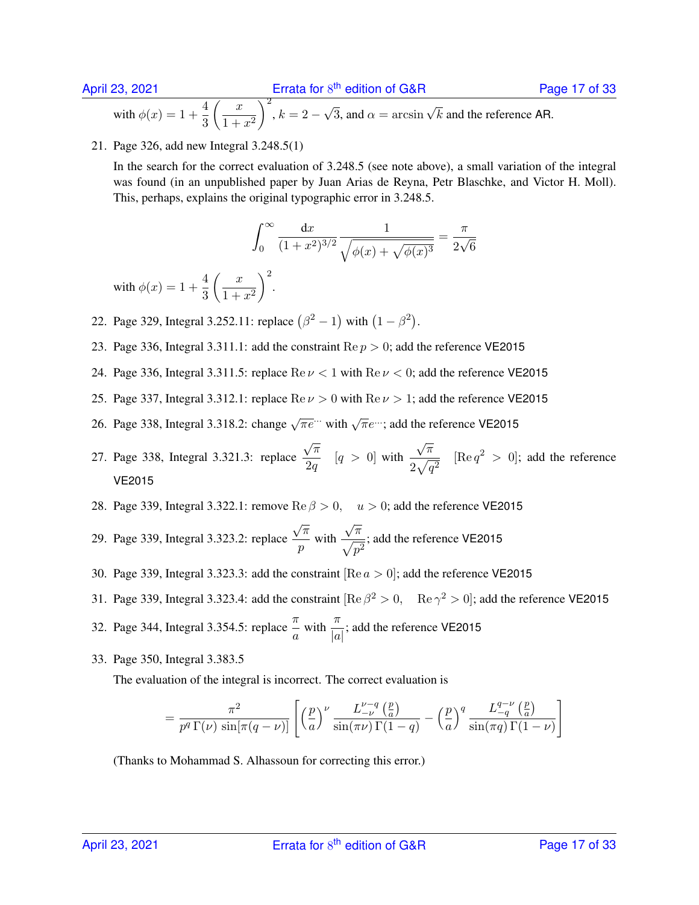with $\phi(x) = 1 + \frac{4}{3}\left(\frac{x}{1+x^2}\right)^2$, $k = 2 - \sqrt{3}$, and $\alpha = \arcsin\sqrt{k}$ and the reference AR.

21. Page 326, add new Integral 3.248.5(1)

    In the search for the correct evaluation of 3.248.5 (see note above), a small variation of the integral was found (in an unpublished paper by Juan Arias de Reyna, Petr Blaschke, and Victor H. Moll). This, perhaps, explains the original typographic error in 3.248.5.

$$\int_0^\infty \frac{\mathrm{d}x}{(1+x^2)^{3/2}} \frac{1}{\sqrt{\phi(x) + \sqrt{\phi(x)^3}}} = \frac{\pi}{2\sqrt{6}}$$

    with $\phi(x) = 1 + \frac{4}{3}\left(\frac{x}{1+x^2}\right)^2$.

22. Page 329, Integral 3.252.11: replace $\left(\beta^2 - 1\right)$ with $\left(1 - \beta^2\right)$.

23. Page 336, Integral 3.311.1: add the constraint $\operatorname{Re} p > 0$; add the reference VE2015

24. Page 336, Integral 3.311.5: replace $\operatorname{Re}\nu < 1$ with $\operatorname{Re}\nu < 0$; add the reference VE2015

25. Page 337, Integral 3.312.1: replace $\operatorname{Re}\nu > 0$ with $\operatorname{Re}\nu > 1$; add the reference VE2015

26. Page 338, Integral 3.318.2: change $\sqrt{\pi e^{\cdots}}$ with $\sqrt{\pi}e^{\cdots}$; add the reference VE2015

27. Page 338, Integral 3.321.3: replace $\dfrac{\sqrt{\pi}}{2q}$ $\quad [q > 0]$ with $\dfrac{\sqrt{\pi}}{2\sqrt{q^2}}$ $\quad [\operatorname{Re} q^2 > 0]$; add the reference VE2015

28. Page 339, Integral 3.322.1: remove $\operatorname{Re}\beta > 0, \quad u > 0$; add the reference VE2015

29. Page 339, Integral 3.323.2: replace $\dfrac{\sqrt{\pi}}{p}$ with $\dfrac{\sqrt{\pi}}{\sqrt{p^2}}$; add the reference VE2015

30. Page 339, Integral 3.323.3: add the constraint $[\operatorname{Re} a > 0]$; add the reference VE2015

31. Page 339, Integral 3.323.4: add the constraint $[\operatorname{Re}\beta^2 > 0, \quad \operatorname{Re}\gamma^2 > 0]$; add the reference VE2015

32. Page 344, Integral 3.354.5: replace $\dfrac{\pi}{a}$ with $\dfrac{\pi}{|a|}$; add the reference VE2015

33. Page 350, Integral 3.383.5

    The evaluation of the integral is incorrect. The correct evaluation is

$$= \frac{\pi^2}{p^q\,\Gamma(\nu)\,\sin[\pi(q-\nu)]}\left[\left(\frac{p}{a}\right)^\nu \frac{L_{-\nu}^{\nu-q}\left(\frac{p}{a}\right)}{\sin(\pi\nu)\,\Gamma(1-q)} - \left(\frac{p}{a}\right)^q \frac{L_{-q}^{q-\nu}\left(\frac{p}{a}\right)}{\sin(\pi q)\,\Gamma(1-\nu)}\right]$$

    (Thanks to Mohammad S. Alhassoun for correcting this error.)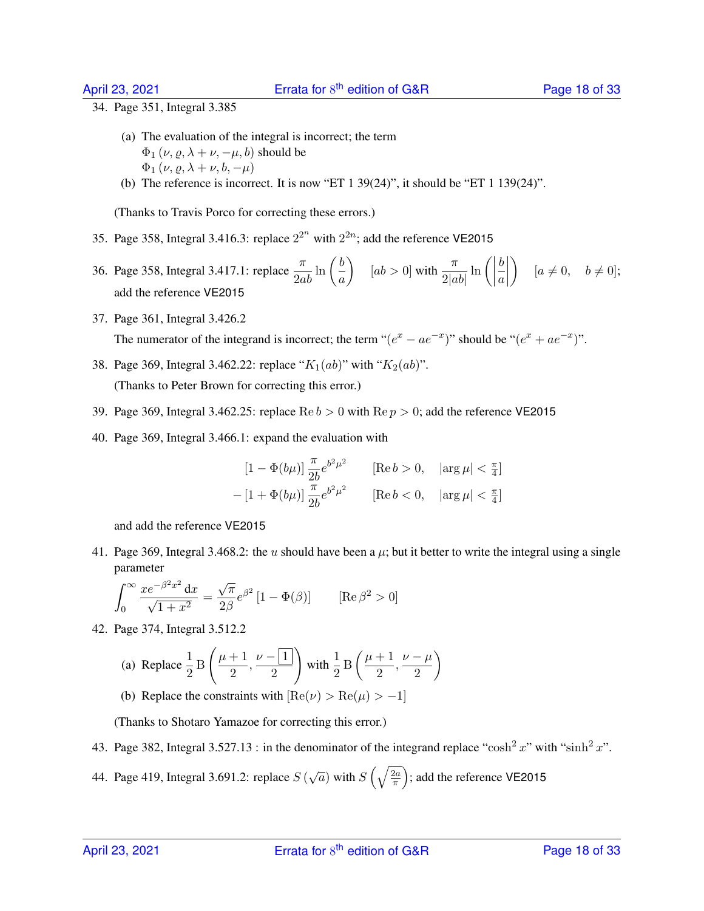34. Page 351, Integral 3.385

    (a) The evaluation of the integral is incorrect; the term $\Phi_1(\nu, \varrho, \lambda + \nu, -\mu, b)$ should be $\Phi_1(\nu, \varrho, \lambda + \nu, b, -\mu)$

    (b) The reference is incorrect. It is now "ET 1 39(24)", it should be "ET 1 139(24)".

    (Thanks to Travis Porco for correcting these errors.)

35. Page 358, Integral 3.416.3: replace $2^{2^n}$ with $2^{2n}$; add the reference VE2015

36. Page 358, Integral 3.417.1: replace $\dfrac{\pi}{2ab}\ln\left(\dfrac{b}{a}\right) \quad [ab > 0]$ with $\dfrac{\pi}{2|ab|}\ln\left(\left|\dfrac{b}{a}\right|\right) \quad [a \neq 0, \quad b \neq 0]$; add the reference VE2015

37. Page 361, Integral 3.426.2

    The numerator of the integrand is incorrect; the term "$(e^x - ae^{-x})$" should be "$(e^x + ae^{-x})$".

38. Page 369, Integral 3.462.22: replace "$K_1(ab)$" with "$K_2(ab)$".

    (Thanks to Peter Brown for correcting this error.)

39. Page 369, Integral 3.462.25: replace $\operatorname{Re} b > 0$ with $\operatorname{Re} p > 0$; add the reference VE2015

40. Page 369, Integral 3.466.1: expand the evaluation with

$$\begin{aligned} &[1 - \Phi(b\mu)]\,\frac{\pi}{2b}e^{b^2\mu^2} \qquad [\operatorname{Re} b > 0, \quad |\arg\mu| < \tfrac{\pi}{4}] \\ -&[1 + \Phi(b\mu)]\,\frac{\pi}{2b}e^{b^2\mu^2} \qquad [\operatorname{Re} b < 0, \quad |\arg\mu| < \tfrac{\pi}{4}] \end{aligned}$$

    and add the reference VE2015

41. Page 369, Integral 3.468.2: the $u$ should have been a $\mu$; but it better to write the integral using a single parameter

$$\int_0^\infty \frac{xe^{-\beta^2x^2}\,dx}{\sqrt{1+x^2}} = \frac{\sqrt{\pi}}{2\beta}e^{\beta^2}\left[1 - \Phi(\beta)\right] \qquad [\operatorname{Re}\beta^2 > 0]$$

42. Page 374, Integral 3.512.2

    (a) Replace $\dfrac{1}{2}\,\mathrm{B}\left(\dfrac{\mu+1}{2}, \dfrac{\nu - \boxed{1}}{2}\right)$ with $\dfrac{1}{2}\,\mathrm{B}\left(\dfrac{\mu+1}{2}, \dfrac{\nu-\mu}{2}\right)$

    (b) Replace the constraints with $[\operatorname{Re}(\nu) > \operatorname{Re}(\mu) > -1]$

    (Thanks to Shotaro Yamazoe for correcting this error.)

43. Page 382, Integral 3.527.13 : in the denominator of the integrand replace "$\cosh^2 x$" with "$\sinh^2 x$".

44. Page 419, Integral 3.691.2: replace $S(\sqrt{a})$ with $S\left(\sqrt{\frac{2a}{\pi}}\right)$; add the reference VE2015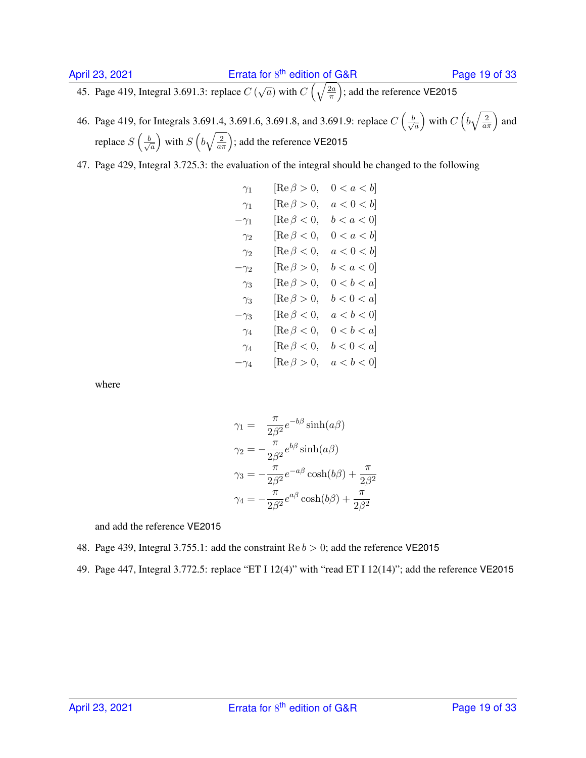45. Page 419, Integral 3.691.3: replace $C\left(\sqrt{a}\right)$ with $C\left(\sqrt{\frac{2a}{\pi}}\right)$; add the reference VE2015

46. Page 419, for Integrals 3.691.4, 3.691.6, 3.691.8, and 3.691.9: replace $C\left(\frac{b}{\sqrt{a}}\right)$ with $C\left(b\sqrt{\frac{2}{a\pi}}\right)$ and replace $S\left(\frac{b}{\sqrt{a}}\right)$ with $S\left(b\sqrt{\frac{2}{a\pi}}\right)$; add the reference VE2015

47. Page 429, Integral 3.725.3: the evaluation of the integral should be changed to the following

$$
\begin{array}{rl}
\gamma_1 & [\operatorname{Re}\beta > 0, \quad 0 < a < b] \\
\gamma_1 & [\operatorname{Re}\beta > 0, \quad a < 0 < b] \\
-\gamma_1 & [\operatorname{Re}\beta < 0, \quad b < a < 0] \\
\gamma_2 & [\operatorname{Re}\beta < 0, \quad 0 < a < b] \\
\gamma_2 & [\operatorname{Re}\beta < 0, \quad a < 0 < b] \\
-\gamma_2 & [\operatorname{Re}\beta > 0, \quad b < a < 0] \\
\gamma_3 & [\operatorname{Re}\beta > 0, \quad 0 < b < a] \\
\gamma_3 & [\operatorname{Re}\beta > 0, \quad b < 0 < a] \\
-\gamma_3 & [\operatorname{Re}\beta < 0, \quad a < b < 0] \\
\gamma_4 & [\operatorname{Re}\beta < 0, \quad 0 < b < a] \\
\gamma_4 & [\operatorname{Re}\beta < 0, \quad b < 0 < a] \\
-\gamma_4 & [\operatorname{Re}\beta > 0, \quad a < b < 0]
\end{array}
$$

where

$$
\begin{aligned}
\gamma_1 &= \frac{\pi}{2\beta^2} e^{-b\beta} \sinh(a\beta) \\
\gamma_2 &= -\frac{\pi}{2\beta^2} e^{b\beta} \sinh(a\beta) \\
\gamma_3 &= -\frac{\pi}{2\beta^2} e^{-a\beta} \cosh(b\beta) + \frac{\pi}{2\beta^2} \\
\gamma_4 &= -\frac{\pi}{2\beta^2} e^{a\beta} \cosh(b\beta) + \frac{\pi}{2\beta^2}
\end{aligned}
$$

and add the reference VE2015

48. Page 439, Integral 3.755.1: add the constraint $\operatorname{Re} b > 0$; add the reference VE2015

49. Page 447, Integral 3.772.5: replace “ET I 12(4)” with “read ET I 12(14)”; add the reference VE2015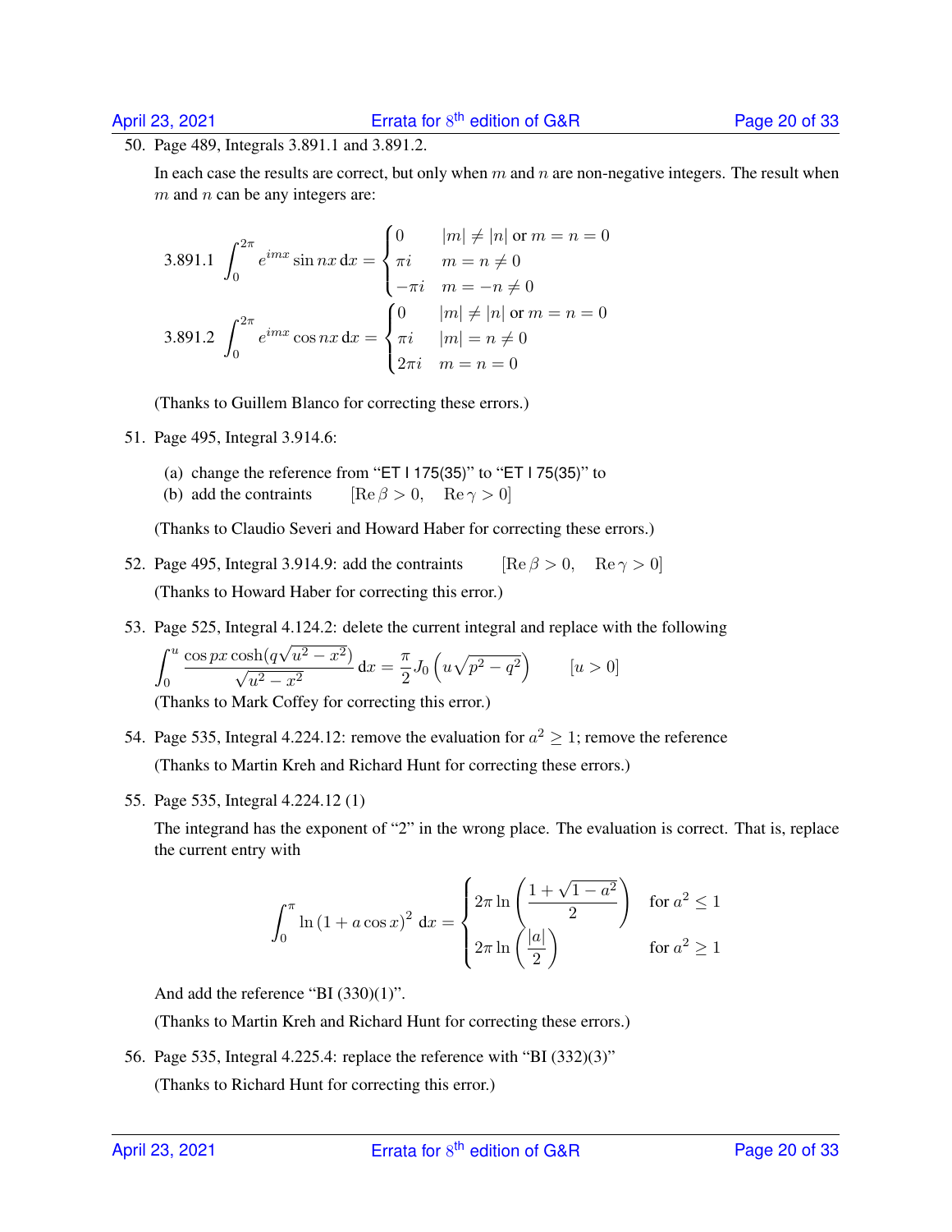50. Page 489, Integrals 3.891.1 and 3.891.2.

    In each case the results are correct, but only when $m$ and $n$ are non-negative integers. The result when $m$ and $n$ can be any integers are:

$$
\text{3.891.1} \quad \int_0^{2\pi} e^{imx} \sin nx \, \mathrm{d}x = \begin{cases} 0 & |m| \neq |n| \text{ or } m = n = 0 \\ \pi i & m = n \neq 0 \\ -\pi i & m = -n \neq 0 \end{cases}
$$

$$
\text{3.891.2} \quad \int_0^{2\pi} e^{imx} \cos nx \, \mathrm{d}x = \begin{cases} 0 & |m| \neq |n| \text{ or } m = n = 0 \\ \pi i & |m| = n \neq 0 \\ 2\pi i & m = n = 0 \end{cases}
$$

    (Thanks to Guillem Blanco for correcting these errors.)

51. Page 495, Integral 3.914.6:

    (a) change the reference from "ET I 175(35)" to "ET I 75(35)" to
    (b) add the contraints $\quad [\operatorname{Re}\beta > 0, \quad \operatorname{Re}\gamma > 0]$

    (Thanks to Claudio Severi and Howard Haber for correcting these errors.)

52. Page 495, Integral 3.914.9: add the contraints $\quad [\operatorname{Re}\beta > 0, \quad \operatorname{Re}\gamma > 0]$

    (Thanks to Howard Haber for correcting this error.)

53. Page 525, Integral 4.124.2: delete the current integral and replace with the following

$$
\int_0^u \frac{\cos px \cosh(q\sqrt{u^2 - x^2})}{\sqrt{u^2 - x^2}} \, \mathrm{d}x = \frac{\pi}{2} J_0\left(u\sqrt{p^2 - q^2}\right) \qquad [u > 0]
$$

    (Thanks to Mark Coffey for correcting this error.)

54. Page 535, Integral 4.224.12: remove the evaluation for $a^2 \geq 1$; remove the reference

    (Thanks to Martin Kreh and Richard Hunt for correcting these errors.)

55. Page 535, Integral 4.224.12 (1)

    The integrand has the exponent of "2" in the wrong place. The evaluation is correct. That is, replace the current entry with

$$
\int_0^\pi \ln{(1 + a\cos x)}^2 \, \mathrm{d}x = \begin{cases} 2\pi \ln\left(\dfrac{1 + \sqrt{1 - a^2}}{2}\right) & \text{for } a^2 \leq 1 \\ 2\pi \ln\left(\dfrac{|a|}{2}\right) & \text{for } a^2 \geq 1 \end{cases}
$$

    And add the reference "BI (330)(1)".

    (Thanks to Martin Kreh and Richard Hunt for correcting these errors.)

56. Page 535, Integral 4.225.4: replace the reference with "BI (332)(3)"

    (Thanks to Richard Hunt for correcting this error.)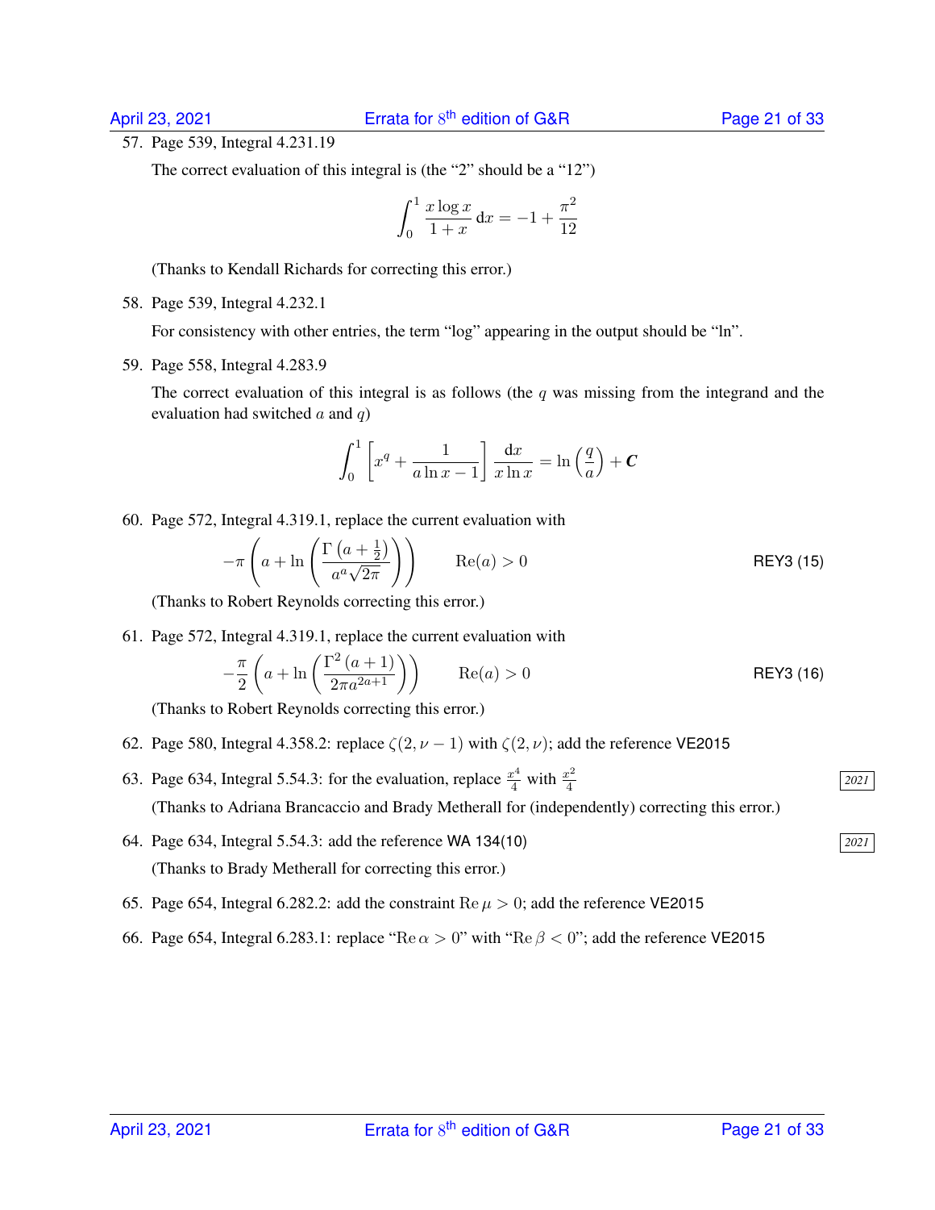57. Page 539, Integral 4.231.19

    The correct evaluation of this integral is (the “2” should be a “12”)

$$\int_0^1 \frac{x \log x}{1+x}\,\mathrm{d}x = -1 + \frac{\pi^2}{12}$$

    (Thanks to Kendall Richards for correcting this error.)

58. Page 539, Integral 4.232.1

    For consistency with other entries, the term “log” appearing in the output should be “ln”.

59. Page 558, Integral 4.283.9

    The correct evaluation of this integral is as follows (the $q$ was missing from the integrand and the evaluation had switched $a$ and $q$)

$$\int_0^1 \left[x^q + \frac{1}{a \ln x - 1}\right] \frac{\mathrm{d}x}{x \ln x} = \ln\left(\frac{q}{a}\right) + \boldsymbol{C}$$

60. Page 572, Integral 4.319.1, replace the current evaluation with

$$-\pi\left(a + \ln\left(\frac{\Gamma\left(a+\frac{1}{2}\right)}{a^a\sqrt{2\pi}}\right)\right) \qquad \mathrm{Re}(a) > 0 \qquad \text{REY3 (15)}$$

    (Thanks to Robert Reynolds correcting this error.)

61. Page 572, Integral 4.319.1, replace the current evaluation with

$$-\frac{\pi}{2}\left(a + \ln\left(\frac{\Gamma^2\left(a+1\right)}{2\pi a^{2a+1}}\right)\right) \qquad \mathrm{Re}(a) > 0 \qquad \text{REY3 (16)}$$

    (Thanks to Robert Reynolds correcting this error.)

62. Page 580, Integral 4.358.2: replace $\zeta(2, \nu - 1)$ with $\zeta(2, \nu)$; add the reference VE2015

63. Page 634, Integral 5.54.3: for the evaluation, replace $\frac{x^4}{4}$ with $\frac{x^2}{4}$ *2021*

    (Thanks to Adriana Brancaccio and Brady Metherall for (independently) correcting this error.)

64. Page 634, Integral 5.54.3: add the reference WA 134(10) *2021*

    (Thanks to Brady Metherall for correcting this error.)

65. Page 654, Integral 6.282.2: add the constraint $\mathrm{Re}\,\mu > 0$; add the reference VE2015

66. Page 654, Integral 6.283.1: replace “$\mathrm{Re}\,\alpha > 0$” with “$\mathrm{Re}\,\beta < 0$”; add the reference VE2015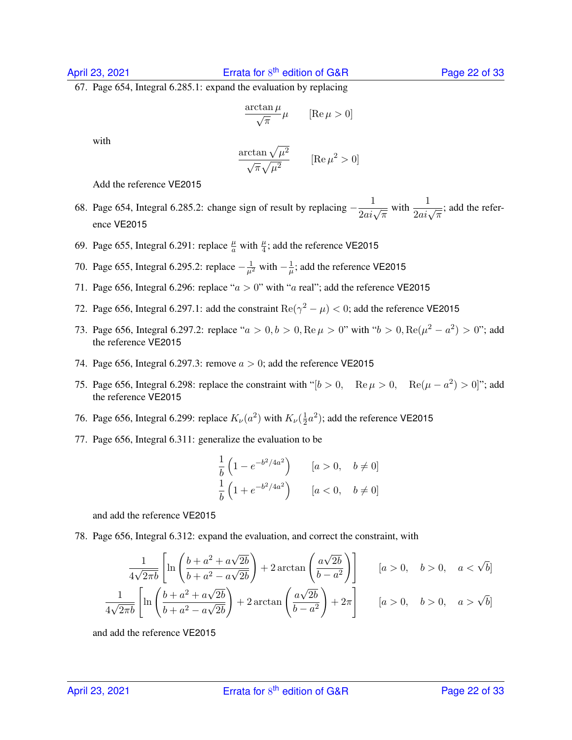67. Page 654, Integral 6.285.1: expand the evaluation by replacing

$$\frac{\arctan \mu}{\sqrt{\pi}} \mu \qquad [\operatorname{Re} \mu > 0]$$

with

$$\frac{\arctan \sqrt{\mu^2}}{\sqrt{\pi}\sqrt{\mu^2}} \qquad [\operatorname{Re} \mu^2 > 0]$$

Add the reference VE2015

68. Page 654, Integral 6.285.2: change sign of result by replacing $-\frac{1}{2ai\sqrt{\pi}}$ with $\frac{1}{2ai\sqrt{\pi}}$; add the reference VE2015

69. Page 655, Integral 6.291: replace $\frac{\mu}{a}$ with $\frac{\mu}{4}$; add the reference VE2015

70. Page 655, Integral 6.295.2: replace $-\frac{1}{\mu^2}$ with $-\frac{1}{\mu}$; add the reference VE2015

71. Page 656, Integral 6.296: replace "$a > 0$" with "$a$ real"; add the reference VE2015

72. Page 656, Integral 6.297.1: add the constraint $\operatorname{Re}(\gamma^2 - \mu) < 0$; add the reference VE2015

73. Page 656, Integral 6.297.2: replace "$a > 0, b > 0, \operatorname{Re} \mu > 0$" with "$b > 0, \operatorname{Re}(\mu^2 - a^2) > 0$"; add the reference VE2015

74. Page 656, Integral 6.297.3: remove $a > 0$; add the reference VE2015

75. Page 656, Integral 6.298: replace the constraint with "$[b > 0, \quad \operatorname{Re} \mu > 0, \quad \operatorname{Re}(\mu - a^2) > 0]$"; add the reference VE2015

76. Page 656, Integral 6.299: replace $K_\nu(a^2)$ with $K_\nu(\frac{1}{2}a^2)$; add the reference VE2015

77. Page 656, Integral 6.311: generalize the evaluation to be

$$\frac{1}{b}\left(1 - e^{-b^2/4a^2}\right) \qquad [a > 0, \quad b \neq 0]$$

$$\frac{1}{b}\left(1 + e^{-b^2/4a^2}\right) \qquad [a < 0, \quad b \neq 0]$$

and add the reference VE2015

78. Page 656, Integral 6.312: expand the evaluation, and correct the constraint, with

$$\frac{1}{4\sqrt{2\pi b}}\left[\ln\left(\frac{b + a^2 + a\sqrt{2b}}{b + a^2 - a\sqrt{2b}}\right) + 2\arctan\left(\frac{a\sqrt{2b}}{b - a^2}\right)\right] \qquad [a > 0, \quad b > 0, \quad a < \sqrt{b}]$$

$$\frac{1}{4\sqrt{2\pi b}}\left[\ln\left(\frac{b + a^2 + a\sqrt{2b}}{b + a^2 - a\sqrt{2b}}\right) + 2\arctan\left(\frac{a\sqrt{2b}}{b - a^2}\right) + 2\pi\right] \qquad [a > 0, \quad b > 0, \quad a > \sqrt{b}]$$

and add the reference VE2015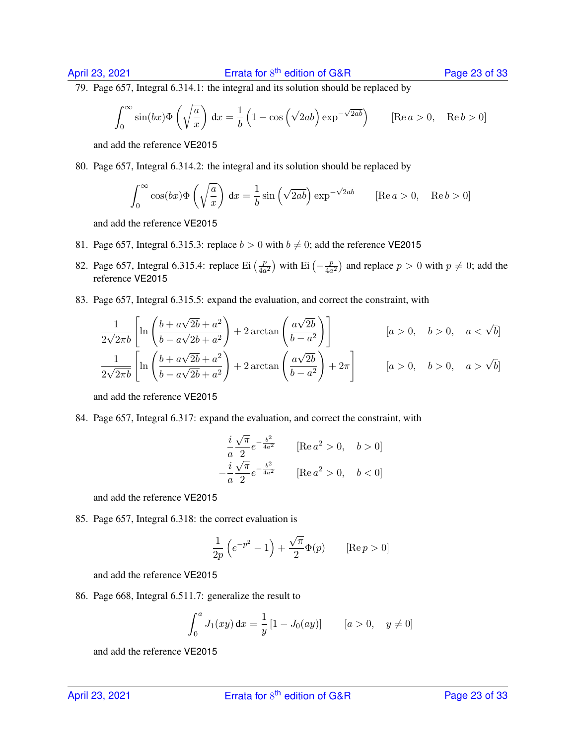79. Page 657, Integral 6.314.1: the integral and its solution should be replaced by

$$\int_0^\infty \sin(bx)\Phi\left(\sqrt{\frac{a}{x}}\right)\,\mathrm{d}x = \frac{1}{b}\left(1-\cos\left(\sqrt{2ab}\right)\exp^{-\sqrt{2ab}}\right) \qquad [\operatorname{Re} a > 0, \quad \operatorname{Re} b > 0]$$

and add the reference VE2015

80. Page 657, Integral 6.314.2: the integral and its solution should be replaced by

$$\int_0^\infty \cos(bx)\Phi\left(\sqrt{\frac{a}{x}}\right)\,\mathrm{d}x = \frac{1}{b}\sin\left(\sqrt{2ab}\right)\exp^{-\sqrt{2ab}} \qquad [\operatorname{Re} a > 0, \quad \operatorname{Re} b > 0]$$

and add the reference VE2015

81. Page 657, Integral 6.315.3: replace $b > 0$ with $b \neq 0$; add the reference VE2015

82. Page 657, Integral 6.315.4: replace $\operatorname{Ei}\left(\frac{p}{4a^2}\right)$ with $\operatorname{Ei}\left(-\frac{p}{4a^2}\right)$ and replace $p > 0$ with $p \neq 0$; add the reference VE2015

83. Page 657, Integral 6.315.5: expand the evaluation, and correct the constraint, with

$$\frac{1}{2\sqrt{2\pi b}}\left[\ln\left(\frac{b+a\sqrt{2b}+a^2}{b-a\sqrt{2b}+a^2}\right)+2\arctan\left(\frac{a\sqrt{2b}}{b-a^2}\right)\right] \qquad [a > 0, \quad b > 0, \quad a < \sqrt{b}]$$

$$\frac{1}{2\sqrt{2\pi b}}\left[\ln\left(\frac{b+a\sqrt{2b}+a^2}{b-a\sqrt{2b}+a^2}\right)+2\arctan\left(\frac{a\sqrt{2b}}{b-a^2}\right)+2\pi\right] \qquad [a > 0, \quad b > 0, \quad a > \sqrt{b}]$$

and add the reference VE2015

84. Page 657, Integral 6.317: expand the evaluation, and correct the constraint, with

$$\frac{i}{a}\frac{\sqrt{\pi}}{2}e^{-\frac{b^2}{4a^2}} \qquad [\operatorname{Re} a^2 > 0, \quad b > 0]$$

$$-\frac{i}{a}\frac{\sqrt{\pi}}{2}e^{-\frac{b^2}{4a^2}} \qquad [\operatorname{Re} a^2 > 0, \quad b < 0]$$

and add the reference VE2015

85. Page 657, Integral 6.318: the correct evaluation is

$$\frac{1}{2p}\left(e^{-p^2}-1\right)+\frac{\sqrt{\pi}}{2}\Phi(p) \qquad [\operatorname{Re} p > 0]$$

and add the reference VE2015

86. Page 668, Integral 6.511.7: generalize the result to

$$\int_0^a J_1(xy)\,\mathrm{d}x = \frac{1}{y}\left[1-J_0(ay)\right] \qquad [a > 0, \quad y \neq 0]$$

and add the reference VE2015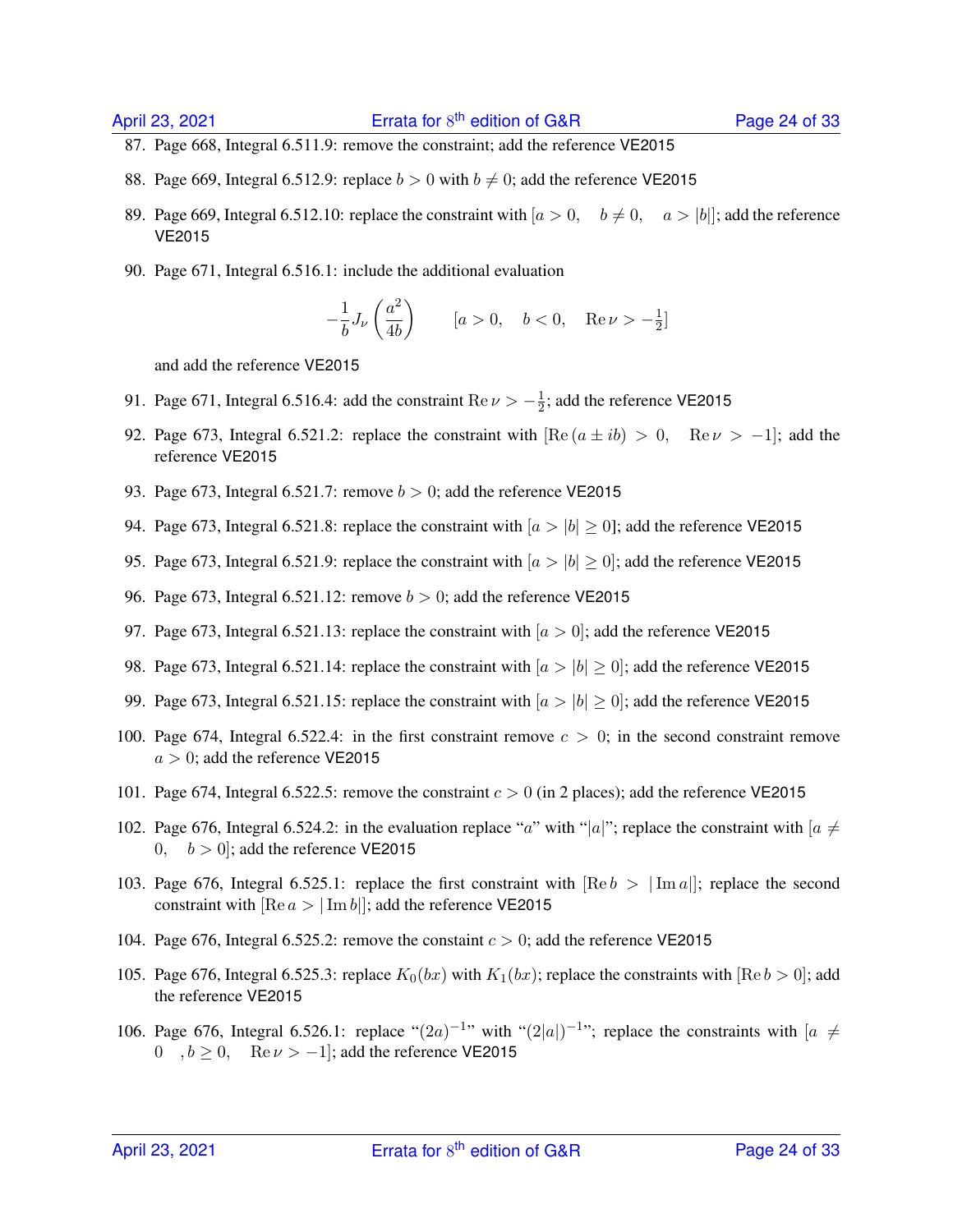87. Page 668, Integral 6.511.9: remove the constraint; add the reference VE2015

88. Page 669, Integral 6.512.9: replace $b > 0$ with $b \neq 0$; add the reference VE2015

89. Page 669, Integral 6.512.10: replace the constraint with $[a > 0, \quad b \neq 0, \quad a > |b|]$; add the reference VE2015

90. Page 671, Integral 6.516.1: include the additional evaluation

$$-\frac{1}{b} J_\nu \left( \frac{a^2}{4b} \right) \qquad [a > 0, \quad b < 0, \quad \operatorname{Re} \nu > -\tfrac{1}{2}]$$

    and add the reference VE2015

91. Page 671, Integral 6.516.4: add the constraint $\operatorname{Re} \nu > -\frac{1}{2}$; add the reference VE2015

92. Page 673, Integral 6.521.2: replace the constraint with $[\operatorname{Re}(a \pm ib) > 0, \quad \operatorname{Re} \nu > -1]$; add the reference VE2015

93. Page 673, Integral 6.521.7: remove $b > 0$; add the reference VE2015

94. Page 673, Integral 6.521.8: replace the constraint with $[a > |b| \geq 0]$; add the reference VE2015

95. Page 673, Integral 6.521.9: replace the constraint with $[a > |b| \geq 0]$; add the reference VE2015

96. Page 673, Integral 6.521.12: remove $b > 0$; add the reference VE2015

97. Page 673, Integral 6.521.13: replace the constraint with $[a > 0]$; add the reference VE2015

98. Page 673, Integral 6.521.14: replace the constraint with $[a > |b| \geq 0]$; add the reference VE2015

99. Page 673, Integral 6.521.15: replace the constraint with $[a > |b| \geq 0]$; add the reference VE2015

100. Page 674, Integral 6.522.4: in the first constraint remove $c > 0$; in the second constraint remove $a > 0$; add the reference VE2015

101. Page 674, Integral 6.522.5: remove the constraint $c > 0$ (in 2 places); add the reference VE2015

102. Page 676, Integral 6.524.2: in the evaluation replace "$a$" with "$|a|$"; replace the constraint with $[a \neq 0, \quad b > 0]$; add the reference VE2015

103. Page 676, Integral 6.525.1: replace the first constraint with $[\operatorname{Re} b > |\operatorname{Im} a|]$; replace the second constraint with $[\operatorname{Re} a > |\operatorname{Im} b|]$; add the reference VE2015

104. Page 676, Integral 6.525.2: remove the constaint $c > 0$; add the reference VE2015

105. Page 676, Integral 6.525.3: replace $K_0(bx)$ with $K_1(bx)$; replace the constraints with $[\operatorname{Re} b > 0]$; add the reference VE2015

106. Page 676, Integral 6.526.1: replace "$(2a)^{-1}$" with "$(2|a|)^{-1}$"; replace the constraints with $[a \neq 0 \quad, b \geq 0, \quad \operatorname{Re} \nu > -1]$; add the reference VE2015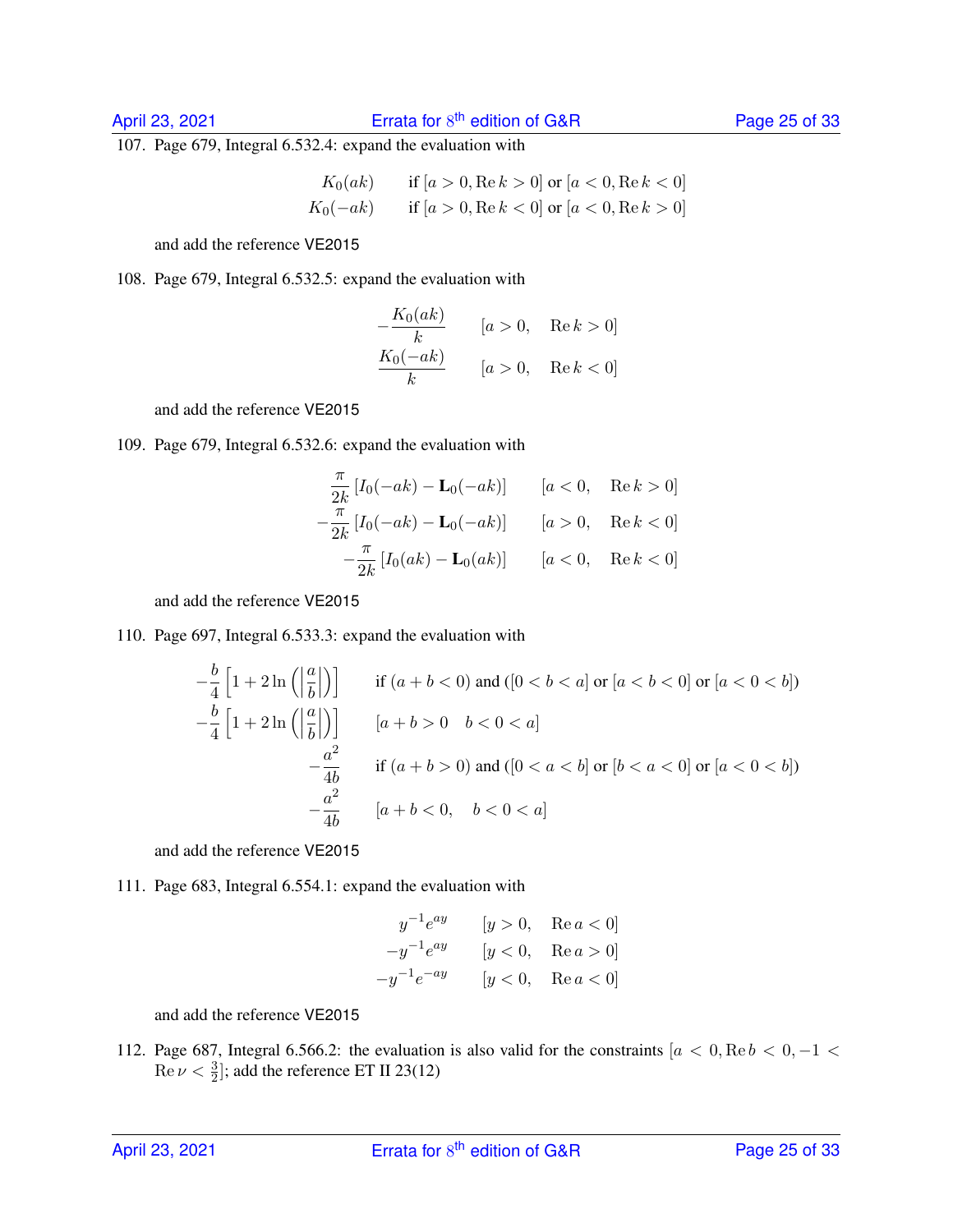107. Page 679, Integral 6.532.4: expand the evaluation with

$$
\begin{array}{ll}
K_0(ak) & \text{if } [a > 0, \operatorname{Re} k > 0] \text{ or } [a < 0, \operatorname{Re} k < 0] \\
K_0(-ak) & \text{if } [a > 0, \operatorname{Re} k < 0] \text{ or } [a < 0, \operatorname{Re} k > 0]
\end{array}
$$

and add the reference VE2015

108. Page 679, Integral 6.532.5: expand the evaluation with

$$
\begin{array}{ll}
-\dfrac{K_0(ak)}{k} & [a > 0, \quad \operatorname{Re} k > 0] \\
\dfrac{K_0(-ak)}{k} & [a > 0, \quad \operatorname{Re} k < 0]
\end{array}
$$

and add the reference VE2015

109. Page 679, Integral 6.532.6: expand the evaluation with

$$
\begin{array}{ll}
\dfrac{\pi}{2k}\left[I_0(-ak) - \mathbf{L}_0(-ak)\right] & [a < 0, \quad \operatorname{Re} k > 0] \\
-\dfrac{\pi}{2k}\left[I_0(-ak) - \mathbf{L}_0(-ak)\right] & [a > 0, \quad \operatorname{Re} k < 0] \\
-\dfrac{\pi}{2k}\left[I_0(ak) - \mathbf{L}_0(ak)\right] & [a < 0, \quad \operatorname{Re} k < 0]
\end{array}
$$

and add the reference VE2015

110. Page 697, Integral 6.533.3: expand the evaluation with

$$
\begin{array}{ll}
-\dfrac{b}{4}\left[1 + 2\ln\left(\left|\dfrac{a}{b}\right|\right)\right] & \text{if } (a + b < 0) \text{ and } ([0 < b < a] \text{ or } [a < b < 0] \text{ or } [a < 0 < b]) \\
-\dfrac{b}{4}\left[1 + 2\ln\left(\left|\dfrac{a}{b}\right|\right)\right] & [a + b > 0 \quad b < 0 < a] \\
-\dfrac{a^2}{4b} & \text{if } (a + b > 0) \text{ and } ([0 < a < b] \text{ or } [b < a < 0] \text{ or } [a < 0 < b]) \\
-\dfrac{a^2}{4b} & [a + b < 0, \quad b < 0 < a]
\end{array}
$$

and add the reference VE2015

111. Page 683, Integral 6.554.1: expand the evaluation with

$$
\begin{array}{ll}
y^{-1}e^{ay} & [y > 0, \quad \operatorname{Re} a < 0] \\
-y^{-1}e^{ay} & [y < 0, \quad \operatorname{Re} a > 0] \\
-y^{-1}e^{-ay} & [y < 0, \quad \operatorname{Re} a < 0]
\end{array}
$$

and add the reference VE2015

112. Page 687, Integral 6.566.2: the evaluation is also valid for the constraints $[a < 0, \operatorname{Re} b < 0, -1 < \operatorname{Re} \nu < \frac{3}{2}]$; add the reference ET II 23(12)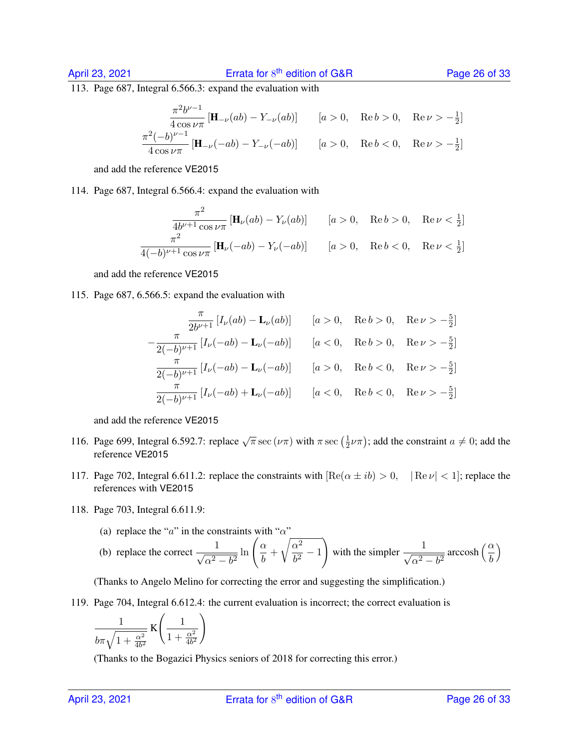113. Page 687, Integral 6.566.3: expand the evaluation with

$$\frac{\pi^2 b^{\nu-1}}{4\cos\nu\pi}\left[\mathbf{H}_{-\nu}(ab) - Y_{-\nu}(ab)\right] \qquad \left[a>0, \quad \operatorname{Re} b > 0, \quad \operatorname{Re}\nu > -\tfrac{1}{2}\right]$$

$$\frac{\pi^2 (-b)^{\nu-1}}{4\cos\nu\pi}\left[\mathbf{H}_{-\nu}(-ab) - Y_{-\nu}(-ab)\right] \qquad \left[a>0, \quad \operatorname{Re} b < 0, \quad \operatorname{Re}\nu > -\tfrac{1}{2}\right]$$

and add the reference VE2015

114. Page 687, Integral 6.566.4: expand the evaluation with

$$\frac{\pi^2}{4b^{\nu+1}\cos\nu\pi}\left[\mathbf{H}_{\nu}(ab) - Y_{\nu}(ab)\right] \qquad \left[a>0, \quad \operatorname{Re} b > 0, \quad \operatorname{Re}\nu < \tfrac{1}{2}\right]$$

$$\frac{\pi^2}{4(-b)^{\nu+1}\cos\nu\pi}\left[\mathbf{H}_{\nu}(-ab) - Y_{\nu}(-ab)\right] \qquad \left[a>0, \quad \operatorname{Re} b < 0, \quad \operatorname{Re}\nu < \tfrac{1}{2}\right]$$

and add the reference VE2015

115. Page 687, 6.566.5: expand the evaluation with

$$\frac{\pi}{2b^{\nu+1}}\left[I_\nu(ab) - \mathbf{L}_\nu(ab)\right] \qquad \left[a>0, \quad \operatorname{Re} b > 0, \quad \operatorname{Re}\nu > -\tfrac{5}{2}\right]$$

$$-\frac{\pi}{2(-b)^{\nu+1}}\left[I_\nu(-ab) - \mathbf{L}_\nu(-ab)\right] \qquad \left[a<0, \quad \operatorname{Re} b > 0, \quad \operatorname{Re}\nu > -\tfrac{5}{2}\right]$$

$$\frac{\pi}{2(-b)^{\nu+1}}\left[I_\nu(-ab) - \mathbf{L}_\nu(-ab)\right] \qquad \left[a>0, \quad \operatorname{Re} b < 0, \quad \operatorname{Re}\nu > -\tfrac{5}{2}\right]$$

$$\frac{\pi}{2(-b)^{\nu+1}}\left[I_\nu(-ab) + \mathbf{L}_\nu(-ab)\right] \qquad \left[a<0, \quad \operatorname{Re} b < 0, \quad \operatorname{Re}\nu > -\tfrac{5}{2}\right]$$

and add the reference VE2015

116. Page 699, Integral 6.592.7: replace $\sqrt{\pi}\sec(\nu\pi)$ with $\pi\sec\left(\frac{1}{2}\nu\pi\right)$; add the constraint $a \neq 0$; add the reference VE2015

117. Page 702, Integral 6.611.2: replace the constraints with $[\operatorname{Re}(\alpha \pm ib) > 0, \quad |\operatorname{Re}\nu| < 1]$; replace the references with VE2015

118. Page 703, Integral 6.611.9:

   (a) replace the "$a$" in the constraints with "$\alpha$"

   (b) replace the correct $\dfrac{1}{\sqrt{\alpha^2-b^2}}\ln\left(\dfrac{\alpha}{b}+\sqrt{\dfrac{\alpha^2}{b^2}-1}\right)$ with the simpler $\dfrac{1}{\sqrt{\alpha^2-b^2}}\operatorname{arccosh}\left(\dfrac{\alpha}{b}\right)$

   (Thanks to Angelo Melino for correcting the error and suggesting the simplification.)

119. Page 704, Integral 6.612.4: the current evaluation is incorrect; the correct evaluation is

$$\frac{1}{b\pi\sqrt{1+\frac{\alpha^2}{4b^2}}}\,\mathrm{K}\left(\frac{1}{1+\frac{\alpha^2}{4b^2}}\right)$$

(Thanks to the Bogazici Physics seniors of 2018 for correcting this error.)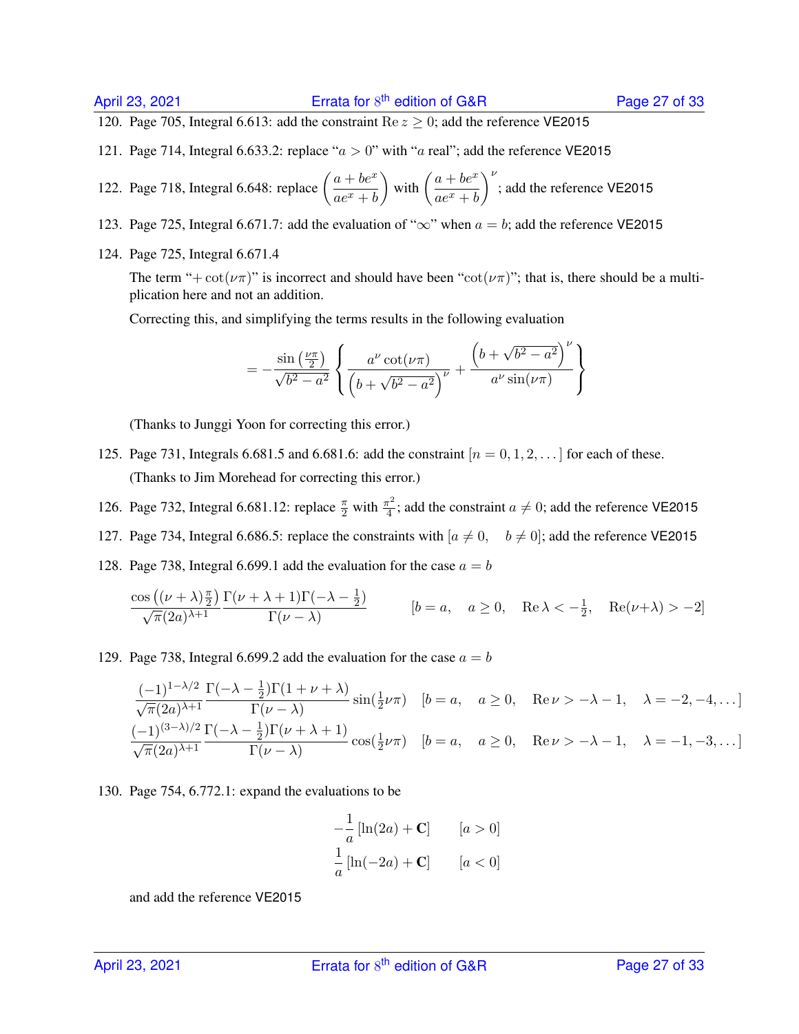120. Page 705, Integral 6.613: add the constraint $\operatorname{Re} z \geq 0$; add the reference VE2015

121. Page 714, Integral 6.633.2: replace "$a > 0$" with "$a$ real"; add the reference VE2015

122. Page 718, Integral 6.648: replace $\left(\dfrac{a+be^x}{ae^x+b}\right)$ with $\left(\dfrac{a+be^x}{ae^x+b}\right)^\nu$; add the reference VE2015

123. Page 725, Integral 6.671.7: add the evaluation of "$\infty$" when $a = b$; add the reference VE2015

124. Page 725, Integral 6.671.4

    The term "$+\cot(\nu\pi)$" is incorrect and should have been "$\cot(\nu\pi)$"; that is, there should be a multiplication here and not an addition.

    Correcting this, and simplifying the terms results in the following evaluation

$$= -\frac{\sin\left(\frac{\nu\pi}{2}\right)}{\sqrt{b^2-a^2}}\left\{\frac{a^\nu\cot(\nu\pi)}{\left(b+\sqrt{b^2-a^2}\right)^\nu} + \frac{\left(b+\sqrt{b^2-a^2}\right)^\nu}{a^\nu\sin(\nu\pi)}\right\}$$

    (Thanks to Junggi Yoon for correcting this error.)

125. Page 731, Integrals 6.681.5 and 6.681.6: add the constraint $[n = 0, 1, 2, \ldots]$ for each of these.

    (Thanks to Jim Morehead for correcting this error.)

126. Page 732, Integral 6.681.12: replace $\frac{\pi}{2}$ with $\frac{\pi^2}{4}$; add the constraint $a \neq 0$; add the reference VE2015

127. Page 734, Integral 6.686.5: replace the constraints with $[a \neq 0, \quad b \neq 0]$; add the reference VE2015

128. Page 738, Integral 6.699.1 add the evaluation for the case $a = b$

$$\frac{\cos\left((\nu+\lambda)\frac{\pi}{2}\right)}{\sqrt{\pi}(2a)^{\lambda+1}}\frac{\Gamma(\nu+\lambda+1)\Gamma(-\lambda-\frac{1}{2})}{\Gamma(\nu-\lambda)} \qquad \left[b = a, \quad a \geq 0, \quad \operatorname{Re}\lambda < -\tfrac{1}{2}, \quad \operatorname{Re}(\nu+\lambda) > -2\right]$$

129. Page 738, Integral 6.699.2 add the evaluation for the case $a = b$

$$\frac{(-1)^{1-\lambda/2}}{\sqrt{\pi}(2a)^{\lambda+1}}\frac{\Gamma(-\lambda-\frac{1}{2})\Gamma(1+\nu+\lambda)}{\Gamma(\nu-\lambda)}\sin(\tfrac{1}{2}\nu\pi) \quad \left[b = a, \quad a \geq 0, \quad \operatorname{Re}\nu > -\lambda-1, \quad \lambda = -2, -4, \ldots\right]$$

$$\frac{(-1)^{(3-\lambda)/2}}{\sqrt{\pi}(2a)^{\lambda+1}}\frac{\Gamma(-\lambda-\frac{1}{2})\Gamma(\nu+\lambda+1)}{\Gamma(\nu-\lambda)}\cos(\tfrac{1}{2}\nu\pi) \quad \left[b = a, \quad a \geq 0, \quad \operatorname{Re}\nu > -\lambda-1, \quad \lambda = -1, -3, \ldots\right]$$

130. Page 754, 6.772.1: expand the evaluations to be

$$-\frac{1}{a}\left[\ln(2a) + \mathbf{C}\right] \qquad [a > 0]$$

$$\frac{1}{a}\left[\ln(-2a) + \mathbf{C}\right] \qquad [a < 0]$$

    and add the reference VE2015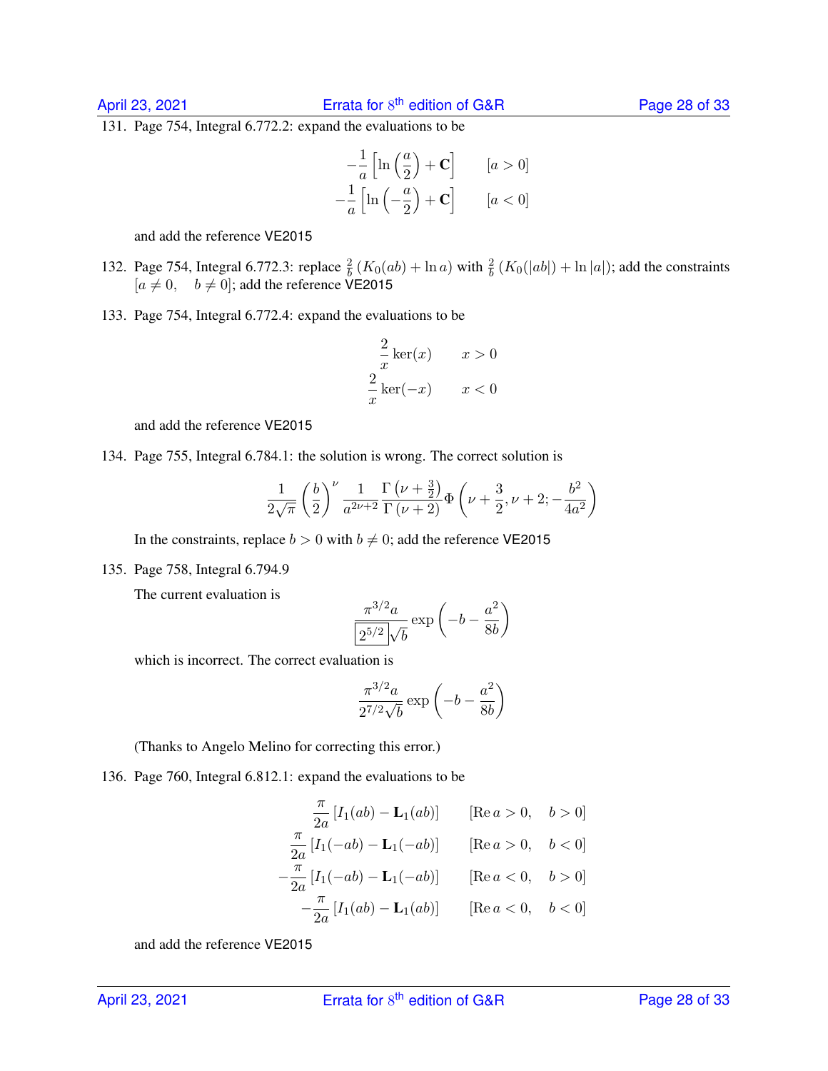131. Page 754, Integral 6.772.2: expand the evaluations to be

$$
\begin{array}{ll}
-\dfrac{1}{a}\left[\ln\left(\dfrac{a}{2}\right)+\mathbf{C}\right] & [a>0] \\
-\dfrac{1}{a}\left[\ln\left(-\dfrac{a}{2}\right)+\mathbf{C}\right] & [a<0]
\end{array}
$$

and add the reference VE2015

132. Page 754, Integral 6.772.3: replace $\frac{2}{b}\left(K_0(ab)+\ln a\right)$ with $\frac{2}{b}\left(K_0(|ab|)+\ln|a|\right)$; add the constraints $[a \neq 0, \quad b \neq 0]$; add the reference VE2015

133. Page 754, Integral 6.772.4: expand the evaluations to be

$$
\begin{array}{ll}
\dfrac{2}{x}\,\mathrm{ker}(x) & x>0 \\
\dfrac{2}{x}\,\mathrm{ker}(-x) & x<0
\end{array}
$$

and add the reference VE2015

134. Page 755, Integral 6.784.1: the solution is wrong. The correct solution is

$$
\frac{1}{2\sqrt{\pi}}\left(\frac{b}{2}\right)^{\nu}\frac{1}{a^{2\nu+2}}\frac{\Gamma\left(\nu+\frac{3}{2}\right)}{\Gamma\left(\nu+2\right)}\Phi\left(\nu+\frac{3}{2},\nu+2;-\frac{b^2}{4a^2}\right)
$$

In the constraints, replace $b>0$ with $b \neq 0$; add the reference VE2015

135. Page 758, Integral 6.794.9

The current evaluation is

$$
\frac{\pi^{3/2}a}{\boxed{2^{5/2}}\sqrt{b}}\exp\left(-b-\frac{a^2}{8b}\right)
$$

which is incorrect. The correct evaluation is

$$
\frac{\pi^{3/2}a}{2^{7/2}\sqrt{b}}\exp\left(-b-\frac{a^2}{8b}\right)
$$

(Thanks to Angelo Melino for correcting this error.)

136. Page 760, Integral 6.812.1: expand the evaluations to be

$$
\begin{array}{ll}
\dfrac{\pi}{2a}\left[I_1(ab)-\mathbf{L}_1(ab)\right] & [\operatorname{Re} a>0, \quad b>0] \\
\dfrac{\pi}{2a}\left[I_1(-ab)-\mathbf{L}_1(-ab)\right] & [\operatorname{Re} a>0, \quad b<0] \\
-\dfrac{\pi}{2a}\left[I_1(-ab)-\mathbf{L}_1(-ab)\right] & [\operatorname{Re} a<0, \quad b>0] \\
-\dfrac{\pi}{2a}\left[I_1(ab)-\mathbf{L}_1(ab)\right] & [\operatorname{Re} a<0, \quad b<0]
\end{array}
$$

and add the reference VE2015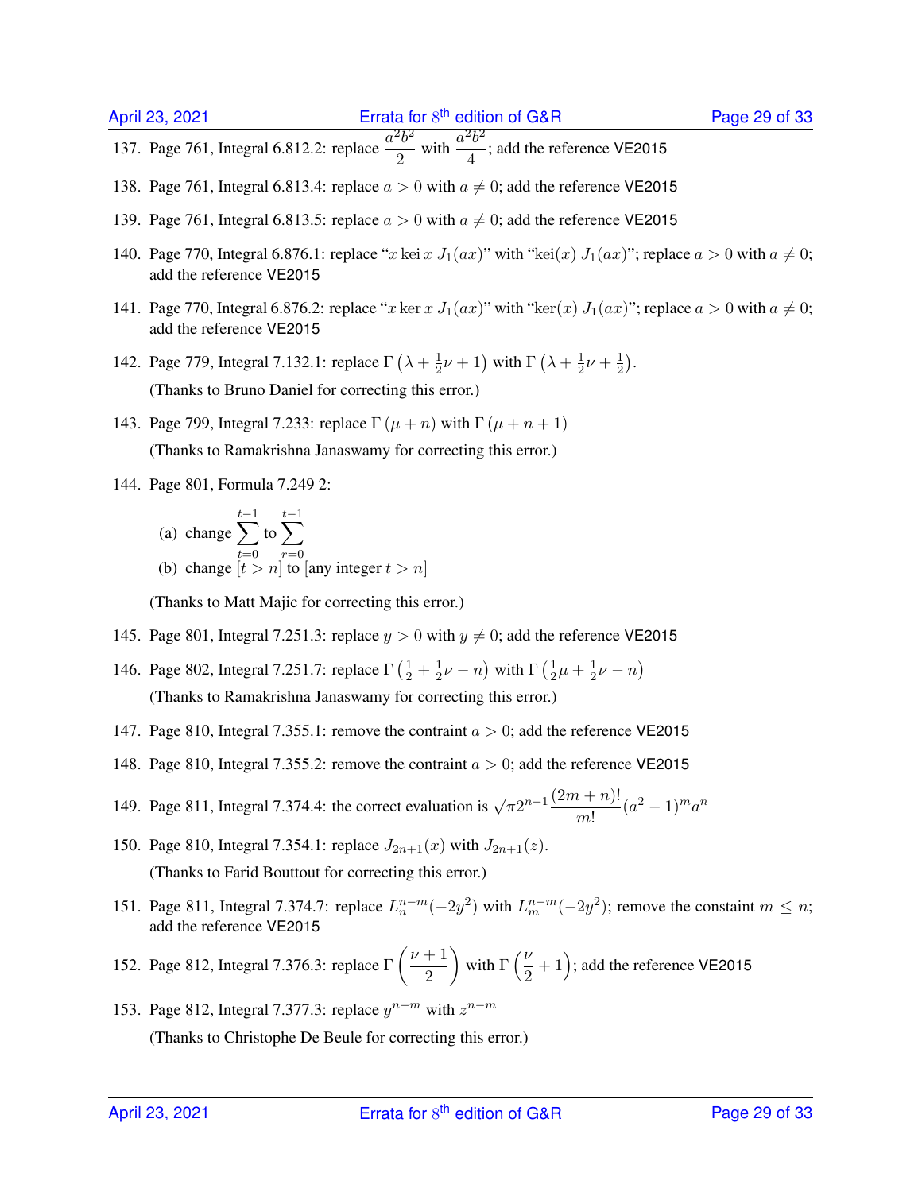137. Page 761, Integral 6.812.2: replace $\dfrac{a^2b^2}{2}$ with $\dfrac{a^2b^2}{4}$; add the reference VE2015

138. Page 761, Integral 6.813.4: replace $a > 0$ with $a \neq 0$; add the reference VE2015

139. Page 761, Integral 6.813.5: replace $a > 0$ with $a \neq 0$; add the reference VE2015

140. Page 770, Integral 6.876.1: replace "$x \operatorname{kei} x \; J_1(ax)$" with "$\operatorname{kei}(x) \; J_1(ax)$"; replace $a > 0$ with $a \neq 0$; add the reference VE2015

141. Page 770, Integral 6.876.2: replace "$x \ker x \; J_1(ax)$" with "$\ker(x) \; J_1(ax)$"; replace $a > 0$ with $a \neq 0$; add the reference VE2015

142. Page 779, Integral 7.132.1: replace $\Gamma\left(\lambda + \frac{1}{2}\nu + 1\right)$ with $\Gamma\left(\lambda + \frac{1}{2}\nu + \frac{1}{2}\right)$.

     (Thanks to Bruno Daniel for correcting this error.)

143. Page 799, Integral 7.233: replace $\Gamma(\mu + n)$ with $\Gamma(\mu + n + 1)$

     (Thanks to Ramakrishna Janaswamy for correcting this error.)

144. Page 801, Formula 7.249 2:

     (a) change $\displaystyle\sum_{t=0}^{t-1}$ to $\displaystyle\sum_{r=0}^{t-1}$

     (b) change $[t > n]$ to [any integer $t > n$]

     (Thanks to Matt Majic for correcting this error.)

145. Page 801, Integral 7.251.3: replace $y > 0$ with $y \neq 0$; add the reference VE2015

146. Page 802, Integral 7.251.7: replace $\Gamma\left(\frac{1}{2} + \frac{1}{2}\nu - n\right)$ with $\Gamma\left(\frac{1}{2}\mu + \frac{1}{2}\nu - n\right)$

     (Thanks to Ramakrishna Janaswamy for correcting this error.)

147. Page 810, Integral 7.355.1: remove the contraint $a > 0$; add the reference VE2015

148. Page 810, Integral 7.355.2: remove the contraint $a > 0$; add the reference VE2015

149. Page 811, Integral 7.374.4: the correct evaluation is $\sqrt{\pi}2^{n-1}\dfrac{(2m+n)!}{m!}(a^2-1)^m a^n$

150. Page 810, Integral 7.354.1: replace $J_{2n+1}(x)$ with $J_{2n+1}(z)$.

     (Thanks to Farid Bouttout for correcting this error.)

151. Page 811, Integral 7.374.7: replace $L_n^{n-m}(-2y^2)$ with $L_m^{n-m}(-2y^2)$; remove the constaint $m \leq n$; add the reference VE2015

152. Page 812, Integral 7.376.3: replace $\Gamma\left(\dfrac{\nu+1}{2}\right)$ with $\Gamma\left(\dfrac{\nu}{2}+1\right)$; add the reference VE2015

153. Page 812, Integral 7.377.3: replace $y^{n-m}$ with $z^{n-m}$

     (Thanks to Christophe De Beule for correcting this error.)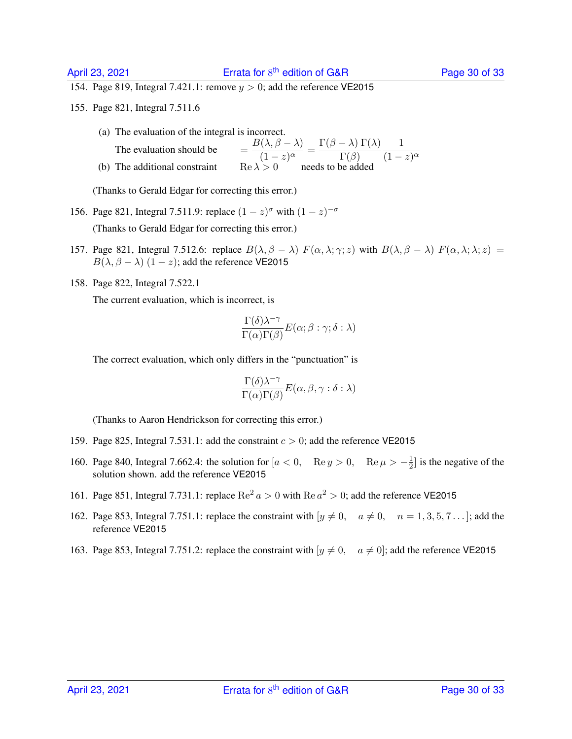154. Page 819, Integral 7.421.1: remove $y > 0$; add the reference VE2015

155. Page 821, Integral 7.511.6

    (a) The evaluation of the integral is incorrect.

    The evaluation should be $\displaystyle = \frac{B(\lambda, \beta - \lambda)}{(1-z)^{\alpha}} = \frac{\Gamma(\beta - \lambda)\,\Gamma(\lambda)}{\Gamma(\beta)} \frac{1}{(1-z)^{\alpha}}$

    (b) The additional constraint $\operatorname{Re} \lambda > 0$ needs to be added

    (Thanks to Gerald Edgar for correcting this error.)

156. Page 821, Integral 7.511.9: replace $(1-z)^{\sigma}$ with $(1-z)^{-\sigma}$

    (Thanks to Gerald Edgar for correcting this error.)

157. Page 821, Integral 7.512.6: replace $B(\lambda, \beta - \lambda)\ F(\alpha, \lambda; \gamma; z)$ with $B(\lambda, \beta - \lambda)\ F(\alpha, \lambda; \lambda; z) = B(\lambda, \beta - \lambda)\ (1 - z)$; add the reference VE2015

158. Page 822, Integral 7.522.1

    The current evaluation, which is incorrect, is

    $$\frac{\Gamma(\delta)\lambda^{-\gamma}}{\Gamma(\alpha)\Gamma(\beta)} E(\alpha; \beta : \gamma; \delta : \lambda)$$

    The correct evaluation, which only differs in the "punctuation" is

    $$\frac{\Gamma(\delta)\lambda^{-\gamma}}{\Gamma(\alpha)\Gamma(\beta)} E(\alpha, \beta, \gamma : \delta : \lambda)$$

    (Thanks to Aaron Hendrickson for correcting this error.)

159. Page 825, Integral 7.531.1: add the constraint $c > 0$; add the reference VE2015

160. Page 840, Integral 7.662.4: the solution for $[a < 0, \quad \operatorname{Re} y > 0, \quad \operatorname{Re} \mu > -\frac{1}{2}]$ is the negative of the solution shown. add the reference VE2015

161. Page 851, Integral 7.731.1: replace $\operatorname{Re}^2 a > 0$ with $\operatorname{Re} a^2 > 0$; add the reference VE2015

162. Page 853, Integral 7.751.1: replace the constraint with $[y \neq 0, \quad a \neq 0, \quad n = 1, 3, 5, 7 \ldots]$; add the reference VE2015

163. Page 853, Integral 7.751.2: replace the constraint with $[y \neq 0, \quad a \neq 0]$; add the reference VE2015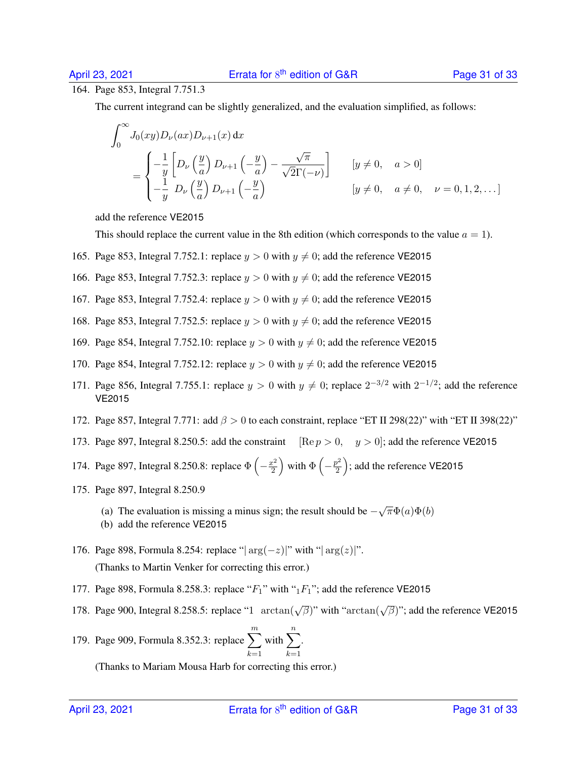164. Page 853, Integral 7.751.3

    The current integrand can be slightly generalized, and the evaluation simplified, as follows:

$$\int_0^\infty J_0(xy) D_\nu(ax) D_{\nu+1}(x)\,\mathrm{d}x = \begin{cases} -\dfrac{1}{y}\left[D_\nu\left(\dfrac{y}{a}\right) D_{\nu+1}\left(-\dfrac{y}{a}\right) - \dfrac{\sqrt{\pi}}{\sqrt{2}\Gamma(-\nu)}\right] & [y \neq 0, \quad a > 0] \\ -\dfrac{1}{y}\ D_\nu\left(\dfrac{y}{a}\right) D_{\nu+1}\left(-\dfrac{y}{a}\right) & [y \neq 0, \quad a \neq 0, \quad \nu = 0, 1, 2, \ldots] \end{cases}$$

    add the reference VE2015

    This should replace the current value in the 8th edition (which corresponds to the value $a = 1$).

165. Page 853, Integral 7.752.1: replace $y > 0$ with $y \neq 0$; add the reference VE2015

166. Page 853, Integral 7.752.3: replace $y > 0$ with $y \neq 0$; add the reference VE2015

167. Page 853, Integral 7.752.4: replace $y > 0$ with $y \neq 0$; add the reference VE2015

168. Page 853, Integral 7.752.5: replace $y > 0$ with $y \neq 0$; add the reference VE2015

169. Page 854, Integral 7.752.10: replace $y > 0$ with $y \neq 0$; add the reference VE2015

170. Page 854, Integral 7.752.12: replace $y > 0$ with $y \neq 0$; add the reference VE2015

171. Page 856, Integral 7.755.1: replace $y > 0$ with $y \neq 0$; replace $2^{-3/2}$ with $2^{-1/2}$; add the reference VE2015

172. Page 857, Integral 7.771: add $\beta > 0$ to each constraint, replace "ET II 298(22)" with "ET II 398(22)"

173. Page 897, Integral 8.250.5: add the constraint $[\operatorname{Re} p > 0, \quad y > 0]$; add the reference VE2015

174. Page 897, Integral 8.250.8: replace $\Phi\left(-\frac{x^2}{2}\right)$ with $\Phi\left(-\frac{p^2}{2}\right)$; add the reference VE2015

175. Page 897, Integral 8.250.9

    (a) The evaluation is missing a minus sign; the result should be $-\sqrt{\pi}\Phi(a)\Phi(b)$
    (b) add the reference VE2015

176. Page 898, Formula 8.254: replace "$|\arg(-z)|$" with "$|\arg(z)|$".

    (Thanks to Martin Venker for correcting this error.)

177. Page 898, Formula 8.258.3: replace "$F_1$" with "${}_1F_1$"; add the reference VE2015

178. Page 900, Integral 8.258.5: replace "$1 \ \arctan(\sqrt{\beta})$" with "$\arctan(\sqrt{\beta})$"; add the reference VE2015

179. Page 909, Formula 8.352.3: replace $\sum_{k=1}^{m}$ with $\sum_{k=1}^{n}$.

    (Thanks to Mariam Mousa Harb for correcting this error.)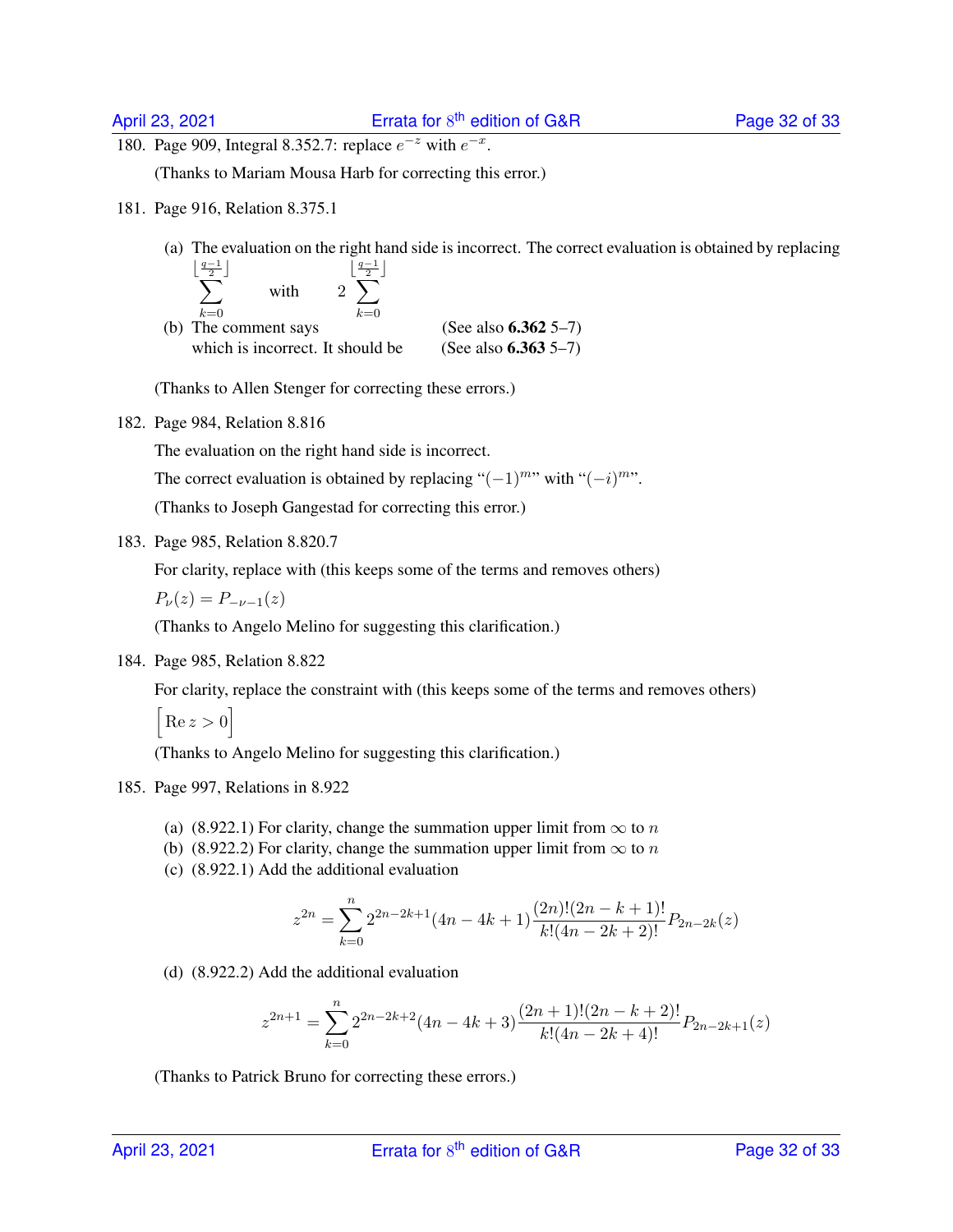180. Page 909, Integral 8.352.7: replace $e^{-z}$ with $e^{-x}$.

     (Thanks to Mariam Mousa Harb for correcting this error.)

181. Page 916, Relation 8.375.1

     (a) The evaluation on the right hand side is incorrect. The correct evaluation is obtained by replacing $\displaystyle\sum_{k=0}^{\lfloor \frac{q-1}{2} \rfloor}$ with $\displaystyle 2\sum_{k=0}^{\lfloor \frac{q-1}{2} \rfloor}$

     (b) The comment says (See also **6.362** 5–7) which is incorrect. It should be (See also **6.363** 5–7)

     (Thanks to Allen Stenger for correcting these errors.)

182. Page 984, Relation 8.816

     The evaluation on the right hand side is incorrect.

     The correct evaluation is obtained by replacing "$(-1)^m$" with "$(-i)^m$".

     (Thanks to Joseph Gangestad for correcting this error.)

183. Page 985, Relation 8.820.7

     For clarity, replace with (this keeps some of the terms and removes others)

     $P_\nu(z) = P_{-\nu-1}(z)$

     (Thanks to Angelo Melino for suggesting this clarification.)

184. Page 985, Relation 8.822

     For clarity, replace the constraint with (this keeps some of the terms and removes others)

     $\left[\operatorname{Re} z > 0\right]$

     (Thanks to Angelo Melino for suggesting this clarification.)

185. Page 997, Relations in 8.922

     (a) (8.922.1) For clarity, change the summation upper limit from $\infty$ to $n$

     (b) (8.922.2) For clarity, change the summation upper limit from $\infty$ to $n$

     (c) (8.922.1) Add the additional evaluation

$$z^{2n} = \sum_{k=0}^{n} 2^{2n-2k+1}(4n-4k+1)\frac{(2n)!(2n-k+1)!}{k!(4n-2k+2)!}P_{2n-2k}(z)$$

     (d) (8.922.2) Add the additional evaluation

$$z^{2n+1} = \sum_{k=0}^{n} 2^{2n-2k+2}(4n-4k+3)\frac{(2n+1)!(2n-k+2)!}{k!(4n-2k+4)!}P_{2n-2k+1}(z)$$

     (Thanks to Patrick Bruno for correcting these errors.)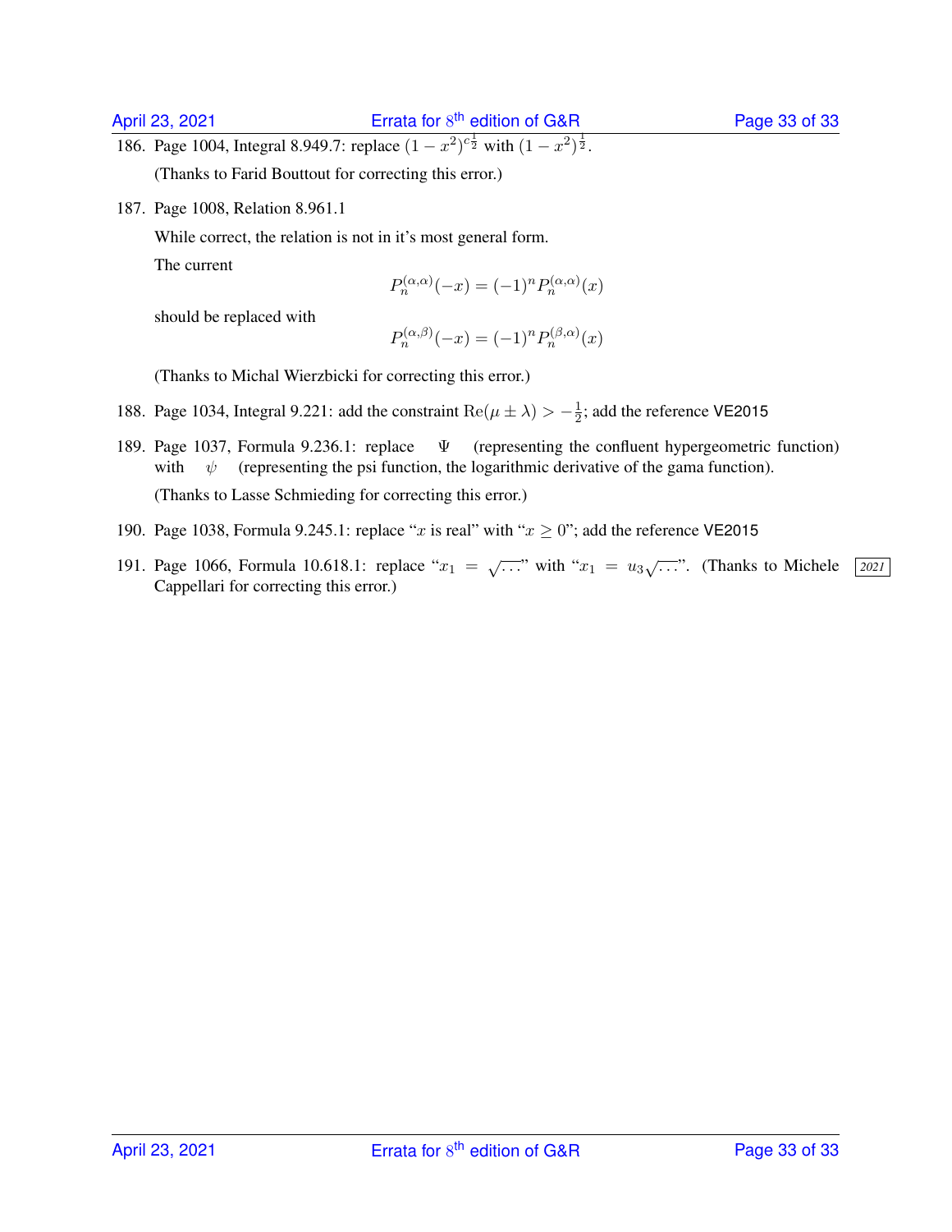186. Page 1004, Integral 8.949.7: replace $(1-x^2)^{c\frac{1}{2}}$ with $(1-x^2)^{\frac{1}{2}}$.

     (Thanks to Farid Bouttout for correcting this error.)

187. Page 1008, Relation 8.961.1

     While correct, the relation is not in it's most general form.

     The current

     $$P_n^{(\alpha,\alpha)}(-x) = (-1)^n P_n^{(\alpha,\alpha)}(x)$$

     should be replaced with

     $$P_n^{(\alpha,\beta)}(-x) = (-1)^n P_n^{(\beta,\alpha)}(x)$$

     (Thanks to Michal Wierzbicki for correcting this error.)

188. Page 1034, Integral 9.221: add the constraint $\mathrm{Re}(\mu \pm \lambda) > -\frac{1}{2}$; add the reference VE2015

189. Page 1037, Formula 9.236.1: replace $\Psi$ (representing the confluent hypergeometric function) with $\psi$ (representing the psi function, the logarithmic derivative of the gama function).

     (Thanks to Lasse Schmieding for correcting this error.)

190. Page 1038, Formula 9.245.1: replace "$x$ is real" with "$x \geq 0$"; add the reference VE2015

191. Page 1066, Formula 10.618.1: replace "$x_1 = \sqrt{\ldots}$" with "$x_1 = u_3\sqrt{\ldots}$". (Thanks to Michele Cappellari for correcting this error.) *2021*